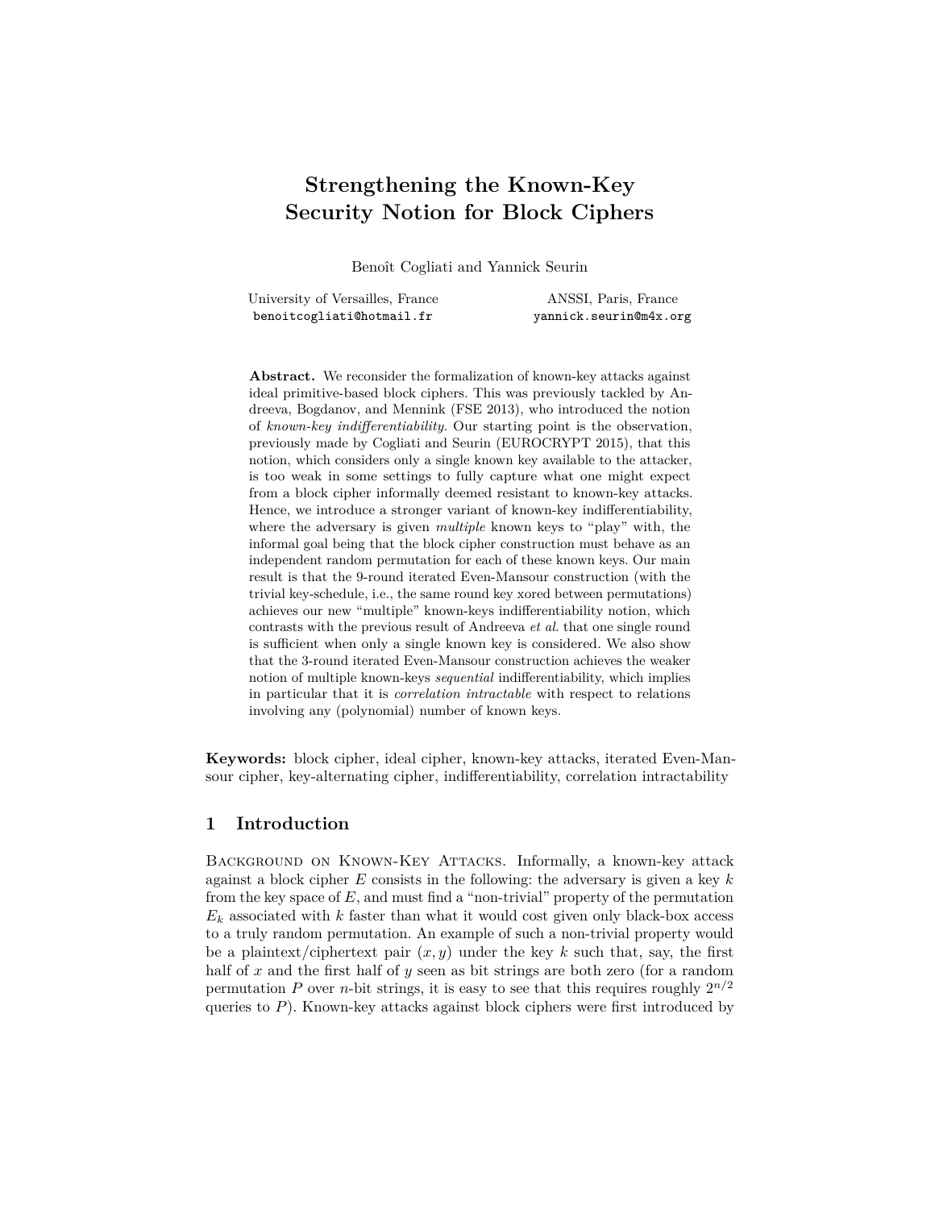# Strengthening the Known-Key Security Notion for Block Ciphers

Benoît Cogliati and Yannick Seurin

University of Versailles, France
benoitcogliati@hotmail.fr

ANSSI, Paris, France
yannick.seurin@m4x.org

**Abstract.** We reconsider the formalization of known-key attacks against ideal primitive-based block ciphers. This was previously tackled by Andreeva, Bogdanov, and Mennink (FSE 2013), who introduced the notion of *known-key indifferentiability*. Our starting point is the observation, previously made by Cogliati and Seurin (EUROCRYPT 2015), that this notion, which considers only a single known key available to the attacker, is too weak in some settings to fully capture what one might expect from a block cipher informally deemed resistant to known-key attacks. Hence, we introduce a stronger variant of known-key indifferentiability, where the adversary is given *multiple* known keys to "play" with, the informal goal being that the block cipher construction must behave as an independent random permutation for each of these known keys. Our main result is that the 9-round iterated Even-Mansour construction (with the trivial key-schedule, i.e., the same round key xored between permutations) achieves our new "multiple" known-keys indifferentiability notion, which contrasts with the previous result of Andreeva *et al.* that one single round is sufficient when only a single known key is considered. We also show that the 3-round iterated Even-Mansour construction achieves the weaker notion of multiple known-keys *sequential* indifferentiability, which implies in particular that it is *correlation intractable* with respect to relations involving any (polynomial) number of known keys.

**Keywords:** block cipher, ideal cipher, known-key attacks, iterated Even-Mansour cipher, key-alternating cipher, indifferentiability, correlation intractability

## 1 Introduction

Background on Known-Key Attacks. Informally, a known-key attack against a block cipher $E$ consists in the following: the adversary is given a key $k$ from the key space of $E$, and must find a "non-trivial" property of the permutation $E_k$ associated with $k$ faster than what it would cost given only black-box access to a truly random permutation. An example of such a non-trivial property would be a plaintext/ciphertext pair $(x, y)$ under the key $k$ such that, say, the first half of $x$ and the first half of $y$ seen as bit strings are both zero (for a random permutation $P$ over $n$-bit strings, it is easy to see that this requires roughly $2^{n/2}$ queries to $P$). Known-key attacks against block ciphers were first introduced by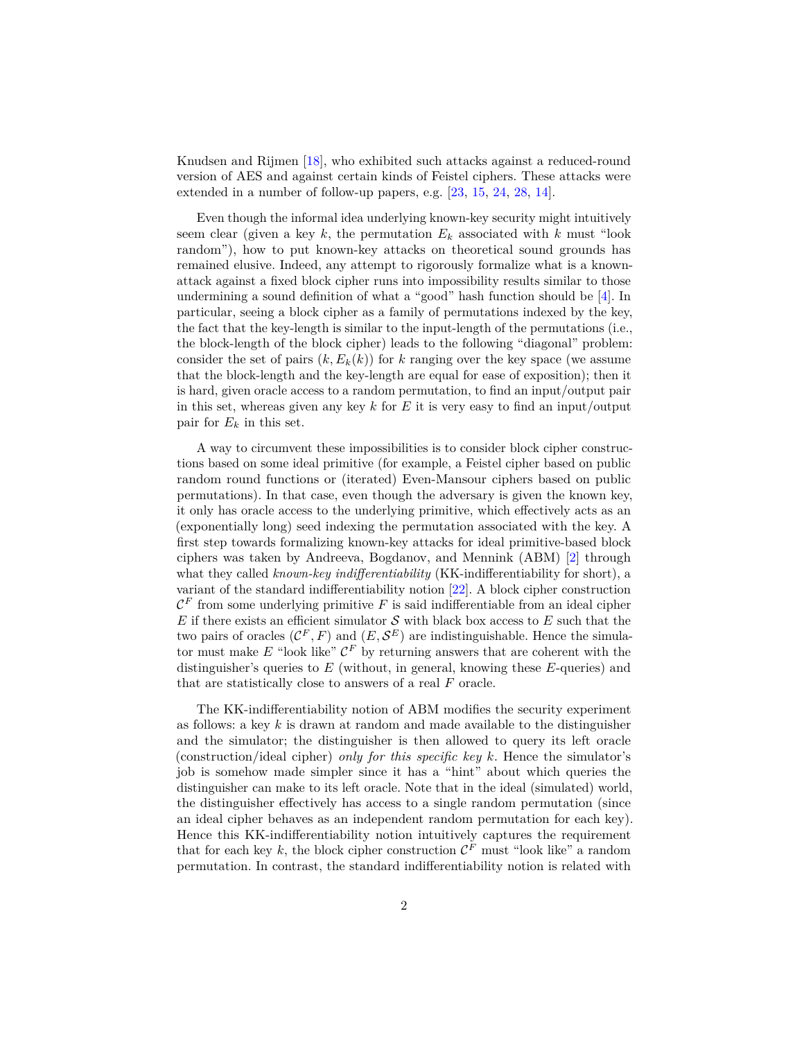Knudsen and Rijmen [18], who exhibited such attacks against a reduced-round version of AES and against certain kinds of Feistel ciphers. These attacks were extended in a number of follow-up papers, e.g. [23, 15, 24, 28, 14].

Even though the informal idea underlying known-key security might intuitively seem clear (given a key $k$, the permutation $E_k$ associated with $k$ must "look random"), how to put known-key attacks on theoretical sound grounds has remained elusive. Indeed, any attempt to rigorously formalize what is a known-attack against a fixed block cipher runs into impossibility results similar to those undermining a sound definition of what a "good" hash function should be [4]. In particular, seeing a block cipher as a family of permutations indexed by the key, the fact that the key-length is similar to the input-length of the permutations (i.e., the block-length of the block cipher) leads to the following "diagonal" problem: consider the set of pairs $(k, E_k(k))$ for $k$ ranging over the key space (we assume that the block-length and the key-length are equal for ease of exposition); then it is hard, given oracle access to a random permutation, to find an input/output pair in this set, whereas given any key $k$ for $E$ it is very easy to find an input/output pair for $E_k$ in this set.

A way to circumvent these impossibilities is to consider block cipher constructions based on some ideal primitive (for example, a Feistel cipher based on public random round functions or (iterated) Even-Mansour ciphers based on public permutations). In that case, even though the adversary is given the known key, it only has oracle access to the underlying primitive, which effectively acts as an (exponentially long) seed indexing the permutation associated with the key. A first step towards formalizing known-key attacks for ideal primitive-based block ciphers was taken by Andreeva, Bogdanov, and Mennink (ABM) [2] through what they called *known-key indifferentiability* (KK-indifferentiability for short), a variant of the standard indifferentiability notion [22]. A block cipher construction $\mathcal{C}^F$ from some underlying primitive $F$ is said indifferentiable from an ideal cipher $E$ if there exists an efficient simulator $\mathcal{S}$ with black box access to $E$ such that the two pairs of oracles $(\mathcal{C}^F, F)$ and $(E, \mathcal{S}^E)$ are indistinguishable. Hence the simulator must make $E$ "look like" $\mathcal{C}^F$ by returning answers that are coherent with the distinguisher's queries to $E$ (without, in general, knowing these $E$-queries) and that are statistically close to answers of a real $F$ oracle.

The KK-indifferentiability notion of ABM modifies the security experiment as follows: a key $k$ is drawn at random and made available to the distinguisher and the simulator; the distinguisher is then allowed to query its left oracle (construction/ideal cipher) *only for this specific key* $k$. Hence the simulator's job is somehow made simpler since it has a "hint" about which queries the distinguisher can make to its left oracle. Note that in the ideal (simulated) world, the distinguisher effectively has access to a single random permutation (since an ideal cipher behaves as an independent random permutation for each key). Hence this KK-indifferentiability notion intuitively captures the requirement that for each key $k$, the block cipher construction $\mathcal{C}^F$ must "look like" a random permutation. In contrast, the standard indifferentiability notion is related with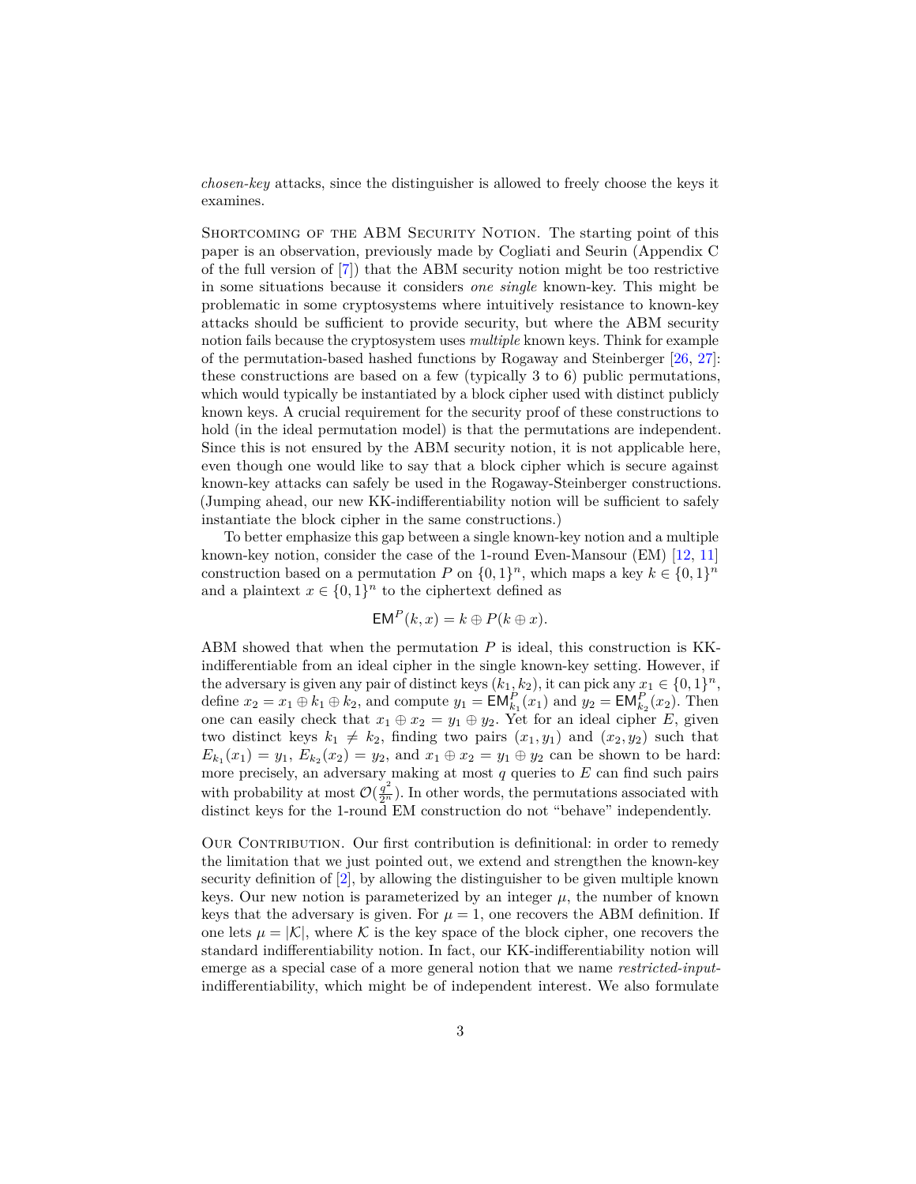*chosen-key* attacks, since the distinguisher is allowed to freely choose the keys it examines.

Shortcoming of the ABM Security Notion. The starting point of this paper is an observation, previously made by Cogliati and Seurin (Appendix C of the full version of [7]) that the ABM security notion might be too restrictive in some situations because it considers *one single* known-key. This might be problematic in some cryptosystems where intuitively resistance to known-key attacks should be sufficient to provide security, but where the ABM security notion fails because the cryptosystem uses *multiple* known keys. Think for example of the permutation-based hashed functions by Rogaway and Steinberger [26, 27]: these constructions are based on a few (typically 3 to 6) public permutations, which would typically be instantiated by a block cipher used with distinct publicly known keys. A crucial requirement for the security proof of these constructions to hold (in the ideal permutation model) is that the permutations are independent. Since this is not ensured by the ABM security notion, it is not applicable here, even though one would like to say that a block cipher which is secure against known-key attacks can safely be used in the Rogaway-Steinberger constructions. (Jumping ahead, our new KK-indifferentiability notion will be sufficient to safely instantiate the block cipher in the same constructions.)

To better emphasize this gap between a single known-key notion and a multiple known-key notion, consider the case of the 1-round Even-Mansour (EM) [12, 11] construction based on a permutation $P$ on $\{0,1\}^n$, which maps a key $k \in \{0,1\}^n$ and a plaintext $x \in \{0,1\}^n$ to the ciphertext defined as

$$\mathsf{EM}^P(k, x) = k \oplus P(k \oplus x).$$

ABM showed that when the permutation $P$ is ideal, this construction is KK-indifferentiable from an ideal cipher in the single known-key setting. However, if the adversary is given any pair of distinct keys $(k_1, k_2)$, it can pick any $x_1 \in \{0,1\}^n$, define $x_2 = x_1 \oplus k_1 \oplus k_2$, and compute $y_1 = \mathsf{EM}^P_{k_1}(x_1)$ and $y_2 = \mathsf{EM}^P_{k_2}(x_2)$. Then one can easily check that $x_1 \oplus x_2 = y_1 \oplus y_2$. Yet for an ideal cipher $E$, given two distinct keys $k_1 \neq k_2$, finding two pairs $(x_1, y_1)$ and $(x_2, y_2)$ such that $E_{k_1}(x_1) = y_1$, $E_{k_2}(x_2) = y_2$, and $x_1 \oplus x_2 = y_1 \oplus y_2$ can be shown to be hard: more precisely, an adversary making at most $q$ queries to $E$ can find such pairs with probability at most $\mathcal{O}(\frac{q^2}{2^n})$. In other words, the permutations associated with distinct keys for the 1-round EM construction do not "behave" independently.

Our Contribution. Our first contribution is definitional: in order to remedy the limitation that we just pointed out, we extend and strengthen the known-key security definition of [2], by allowing the distinguisher to be given multiple known keys. Our new notion is parameterized by an integer $\mu$, the number of known keys that the adversary is given. For $\mu = 1$, one recovers the ABM definition. If one lets $\mu = |\mathcal{K}|$, where $\mathcal{K}$ is the key space of the block cipher, one recovers the standard indifferentiability notion. In fact, our KK-indifferentiability notion will emerge as a special case of a more general notion that we name *restricted-input*-indifferentiability, which might be of independent interest. We also formulate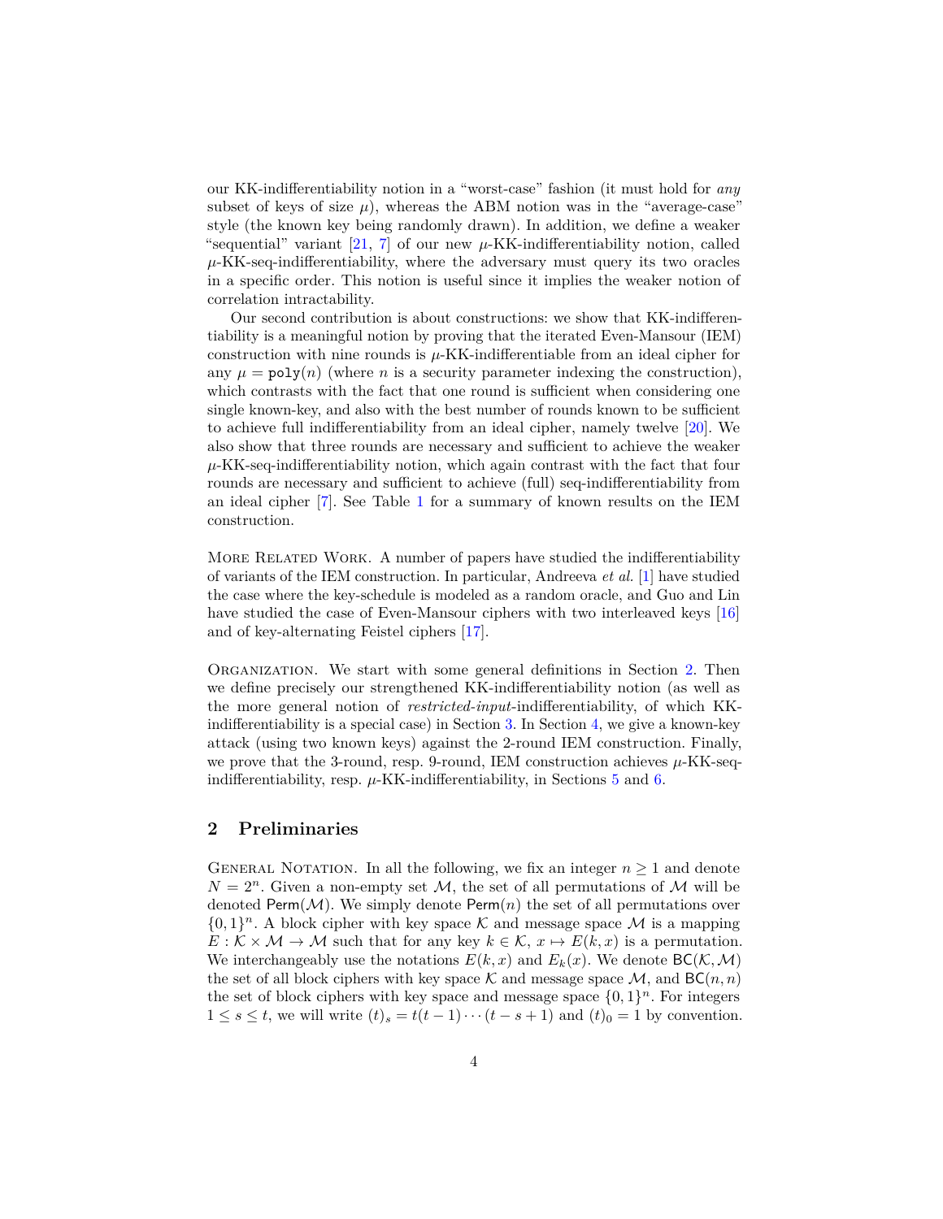our KK-indifferentiability notion in a "worst-case" fashion (it must hold for *any* subset of keys of size $\mu$), whereas the ABM notion was in the "average-case" style (the known key being randomly drawn). In addition, we define a weaker "sequential" variant [21, 7] of our new $\mu$-KK-indifferentiability notion, called $\mu$-KK-seq-indifferentiability, where the adversary must query its two oracles in a specific order. This notion is useful since it implies the weaker notion of correlation intractability.

Our second contribution is about constructions: we show that KK-indifferentiability is a meaningful notion by proving that the iterated Even-Mansour (IEM) construction with nine rounds is $\mu$-KK-indifferentiable from an ideal cipher for any $\mu = \mathtt{poly}(n)$ (where $n$ is a security parameter indexing the construction), which contrasts with the fact that one round is sufficient when considering one single known-key, and also with the best number of rounds known to be sufficient to achieve full indifferentiability from an ideal cipher, namely twelve [20]. We also show that three rounds are necessary and sufficient to achieve the weaker $\mu$-KK-seq-indifferentiability notion, which again contrast with the fact that four rounds are necessary and sufficient to achieve (full) seq-indifferentiability from an ideal cipher [7]. See Table 1 for a summary of known results on the IEM construction.

More Related Work. A number of papers have studied the indifferentiability of variants of the IEM construction. In particular, Andreeva *et al.* [1] have studied the case where the key-schedule is modeled as a random oracle, and Guo and Lin have studied the case of Even-Mansour ciphers with two interleaved keys [16] and of key-alternating Feistel ciphers [17].

Organization. We start with some general definitions in Section 2. Then we define precisely our strengthened KK-indifferentiability notion (as well as the more general notion of *restricted-input*-indifferentiability, of which KK-indifferentiability is a special case) in Section 3. In Section 4, we give a known-key attack (using two known keys) against the 2-round IEM construction. Finally, we prove that the 3-round, resp. 9-round, IEM construction achieves $\mu$-KK-seq-indifferentiability, resp. $\mu$-KK-indifferentiability, in Sections 5 and 6.

## 2 Preliminaries

General Notation. In all the following, we fix an integer $n \geq 1$ and denote $N = 2^n$. Given a non-empty set $\mathcal{M}$, the set of all permutations of $\mathcal{M}$ will be denoted $\mathsf{Perm}(\mathcal{M})$. We simply denote $\mathsf{Perm}(n)$ the set of all permutations over $\{0,1\}^n$. A block cipher with key space $\mathcal{K}$ and message space $\mathcal{M}$ is a mapping $E : \mathcal{K} \times \mathcal{M} \to \mathcal{M}$ such that for any key $k \in \mathcal{K}$, $x \mapsto E(k, x)$ is a permutation. We interchangeably use the notations $E(k, x)$ and $E_k(x)$. We denote $\mathsf{BC}(\mathcal{K}, \mathcal{M})$ the set of all block ciphers with key space $\mathcal{K}$ and message space $\mathcal{M}$, and $\mathsf{BC}(n, n)$ the set of block ciphers with key space and message space $\{0,1\}^n$. For integers $1 \leq s \leq t$, we will write $(t)_s = t(t-1)\cdots(t-s+1)$ and $(t)_0 = 1$ by convention.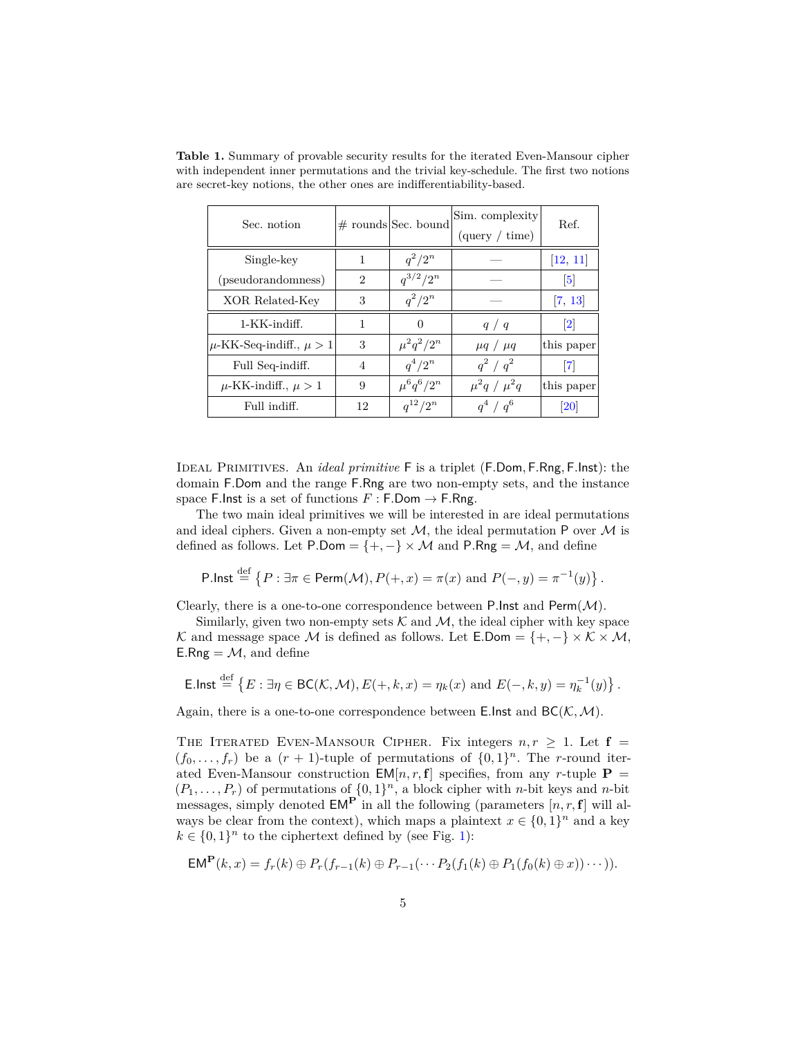**Table 1.** Summary of provable security results for the iterated Even-Mansour cipher with independent inner permutations and the trivial key-schedule. The first two notions are secret-key notions, the other ones are indifferentiability-based.

| Sec. notion | # rounds | Sec. bound | Sim. complexity (query / time) | Ref. |
|---|---|---|---|---|
| Single-key (pseudorandomness) | 1 | $q^2/2^n$ | — | [12, 11] |
| | 2 | $q^{3/2}/2^n$ | — | [5] |
| XOR Related-Key | 3 | $q^2/2^n$ | — | [7, 13] |
| 1-KK-indiff. | 1 | 0 | $q$ / $q$ | [2] |
| $\mu$-KK-Seq-indiff., $\mu > 1$ | 3 | $\mu^2 q^2/2^n$ | $\mu q$ / $\mu q$ | this paper |
| Full Seq-indiff. | 4 | $q^4/2^n$ | $q^2$ / $q^2$ | [7] |
| $\mu$-KK-indiff., $\mu > 1$ | 9 | $\mu^6 q^6/2^n$ | $\mu^2 q$ / $\mu^2 q$ | this paper |
| Full indiff. | 12 | $q^{12}/2^n$ | $q^4$ / $q^6$ | [20] |

Ideal Primitives. An *ideal primitive* $\mathsf{F}$ is a triplet $(\mathsf{F.Dom}, \mathsf{F.Rng}, \mathsf{F.Inst})$: the domain $\mathsf{F.Dom}$ and the range $\mathsf{F.Rng}$ are two non-empty sets, and the instance space $\mathsf{F.Inst}$ is a set of functions $F : \mathsf{F.Dom} \to \mathsf{F.Rng}$.

The two main ideal primitives we will be interested in are ideal permutations and ideal ciphers. Given a non-empty set $\mathcal{M}$, the ideal permutation $\mathsf{P}$ over $\mathcal{M}$ is defined as follows. Let $\mathsf{P.Dom} = \{+, -\} \times \mathcal{M}$ and $\mathsf{P.Rng} = \mathcal{M}$, and define

$$\mathsf{P.Inst} \stackrel{\text{def}}{=} \left\{ P : \exists \pi \in \mathsf{Perm}(\mathcal{M}), P(+, x) = \pi(x) \text{ and } P(-, y) = \pi^{-1}(y) \right\}.$$

Clearly, there is a one-to-one correspondence between $\mathsf{P.Inst}$ and $\mathsf{Perm}(\mathcal{M})$.

Similarly, given two non-empty sets $\mathcal{K}$ and $\mathcal{M}$, the ideal cipher with key space $\mathcal{K}$ and message space $\mathcal{M}$ is defined as follows. Let $\mathsf{E.Dom} = \{+, -\} \times \mathcal{K} \times \mathcal{M}$, $\mathsf{E.Rng} = \mathcal{M}$, and define

$$\mathsf{E.Inst} \stackrel{\text{def}}{=} \left\{ E : \exists \eta \in \mathsf{BC}(\mathcal{K}, \mathcal{M}), E(+, k, x) = \eta_k(x) \text{ and } E(-, k, y) = \eta_k^{-1}(y) \right\}.$$

Again, there is a one-to-one correspondence between $\mathsf{E.Inst}$ and $\mathsf{BC}(\mathcal{K}, \mathcal{M})$.

The Iterated Even-Mansour Cipher. Fix integers $n, r \geq 1$. Let $\mathbf{f} = (f_0, \ldots, f_r)$ be a $(r+1)$-tuple of permutations of $\{0,1\}^n$. The $r$-round iterated Even-Mansour construction $\mathsf{EM}[n, r, \mathbf{f}]$ specifies, from any $r$-tuple $\mathbf{P} = (P_1, \ldots, P_r)$ of permutations of $\{0,1\}^n$, a block cipher with $n$-bit keys and $n$-bit messages, simply denoted $\mathsf{EM}^{\mathbf{P}}$ in all the following (parameters $[n, r, \mathbf{f}]$ will always be clear from the context), which maps a plaintext $x \in \{0,1\}^n$ and a key $k \in \{0,1\}^n$ to the ciphertext defined by (see Fig. 1):

$$\mathsf{EM}^{\mathbf{P}}(k, x) = f_r(k) \oplus P_r(f_{r-1}(k) \oplus P_{r-1}(\cdots P_2(f_1(k) \oplus P_1(f_0(k) \oplus x)) \cdots)).$$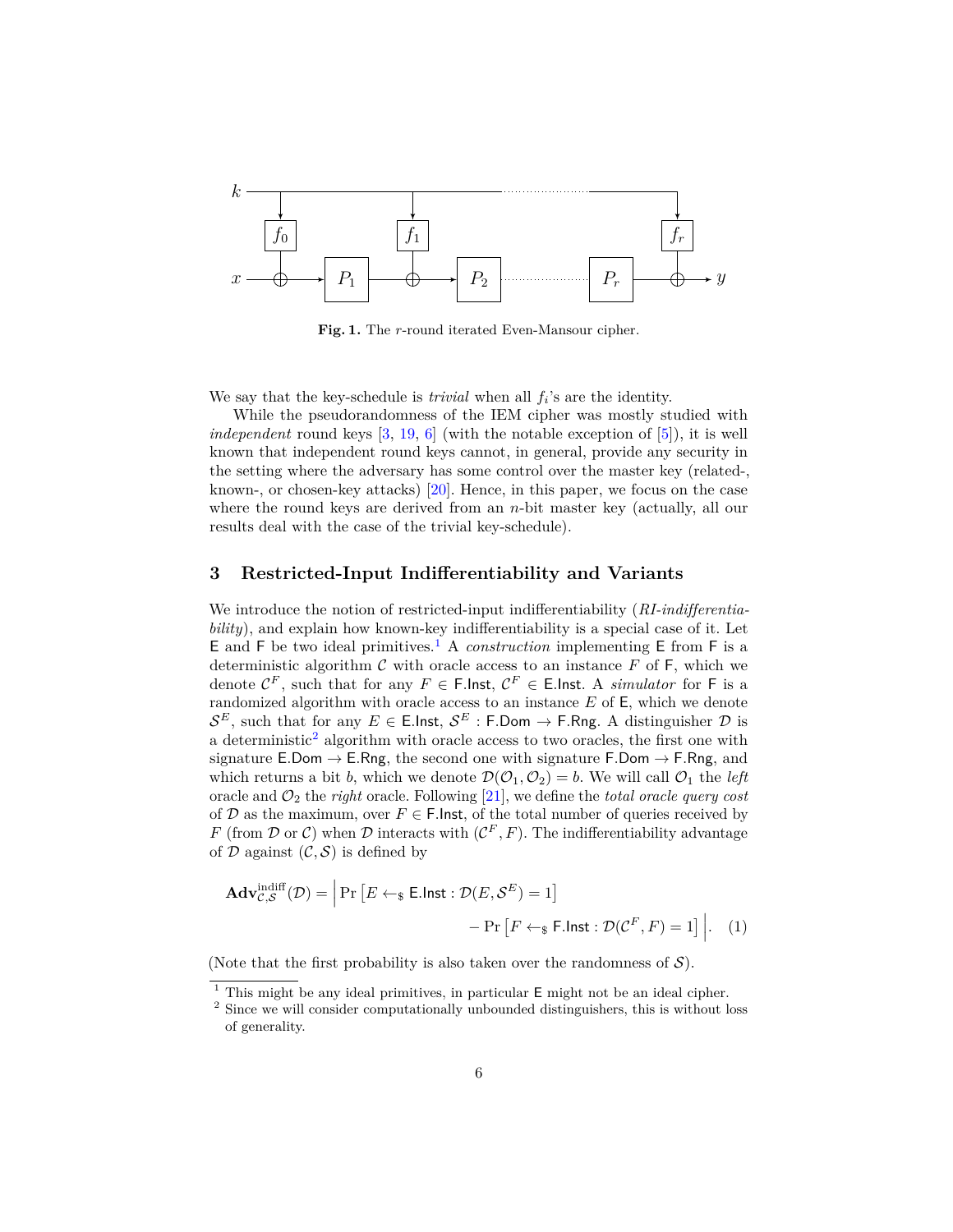**Fig. 1.** The $r$-round iterated Even-Mansour cipher.

We say that the key-schedule is *trivial* when all $f_i$'s are the identity.

While the pseudorandomness of the IEM cipher was mostly studied with *independent* round keys [3, 19, 6] (with the notable exception of [5]), it is well known that independent round keys cannot, in general, provide any security in the setting where the adversary has some control over the master key (related-, known-, or chosen-key attacks) [20]. Hence, in this paper, we focus on the case where the round keys are derived from an $n$-bit master key (actually, all our results deal with the case of the trivial key-schedule).

## 3 Restricted-Input Indifferentiability and Variants

We introduce the notion of restricted-input indifferentiability (*RI-indifferentiability*), and explain how known-key indifferentiability is a special case of it. Let $\mathsf{E}$ and $\mathsf{F}$ be two ideal primitives.[1] A *construction* implementing $\mathsf{E}$ from $\mathsf{F}$ is a deterministic algorithm $\mathcal{C}$ with oracle access to an instance $F$ of $\mathsf{F}$, which we denote $\mathcal{C}^F$, such that for any $F \in \mathsf{F.Inst}$, $\mathcal{C}^F \in \mathsf{E.Inst}$. A *simulator* for $\mathsf{F}$ is a randomized algorithm with oracle access to an instance $E$ of $\mathsf{E}$, which we denote $\mathcal{S}^E$, such that for any $E \in \mathsf{E.Inst}$, $\mathcal{S}^E : \mathsf{F.Dom} \rightarrow \mathsf{F.Rng}$. A distinguisher $\mathcal{D}$ is a deterministic[2] algorithm with oracle access to two oracles, the first one with signature $\mathsf{E.Dom} \rightarrow \mathsf{E.Rng}$, the second one with signature $\mathsf{F.Dom} \rightarrow \mathsf{F.Rng}$, and which returns a bit $b$, which we denote $\mathcal{D}(\mathcal{O}_1, \mathcal{O}_2) = b$. We will call $\mathcal{O}_1$ the *left* oracle and $\mathcal{O}_2$ the *right* oracle. Following [21], we define the *total oracle query cost* of $\mathcal{D}$ as the maximum, over $F \in \mathsf{F.Inst}$, of the total number of queries received by $F$ (from $\mathcal{D}$ or $\mathcal{C}$) when $\mathcal{D}$ interacts with $(\mathcal{C}^F, F)$. The indifferentiability advantage of $\mathcal{D}$ against $(\mathcal{C}, \mathcal{S})$ is defined by

$$\mathbf{Adv}^{\mathrm{indiff}}_{\mathcal{C},\mathcal{S}}(\mathcal{D}) = \Big| \Pr\left[E \leftarrow_{\$} \mathsf{E.Inst} : \mathcal{D}(E, \mathcal{S}^E) = 1\right] - \Pr\left[F \leftarrow_{\$} \mathsf{F.Inst} : \mathcal{D}(\mathcal{C}^F, F) = 1\right] \Big|. \quad (1)$$

(Note that the first probability is also taken over the randomness of $\mathcal{S}$).

[1] This might be any ideal primitives, in particular $\mathsf{E}$ might not be an ideal cipher.

[2] Since we will consider computationally unbounded distinguishers, this is without loss of generality.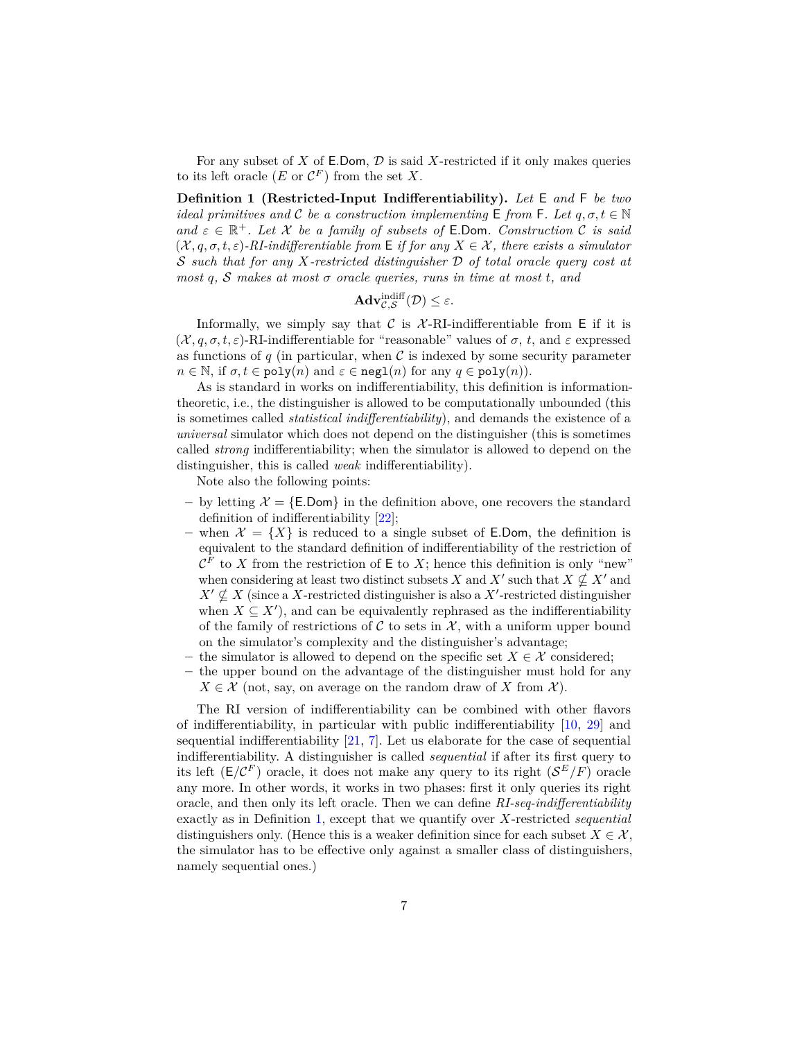For any subset of $X$ of $\mathsf{E.Dom}$, $\mathcal{D}$ is said $X$-restricted if it only makes queries to its left oracle ($E$ or $\mathcal{C}^F$) from the set $X$.

**Definition 1 (Restricted-Input Indifferentiability).** *Let* $\mathsf{E}$ *and* $\mathsf{F}$ *be two ideal primitives and* $\mathcal{C}$ *be a construction implementing* $\mathsf{E}$ *from* $\mathsf{F}$*. Let* $q, \sigma, t \in \mathbb{N}$ *and* $\varepsilon \in \mathbb{R}^+$*. Let* $\mathcal{X}$ *be a family of subsets of* $\mathsf{E.Dom}$*. Construction* $\mathcal{C}$ *is said* $(\mathcal{X}, q, \sigma, t, \varepsilon)$*-RI-indifferentiable from* $\mathsf{E}$ *if for any* $X \in \mathcal{X}$*, there exists a simulator* $\mathcal{S}$ *such that for any* $X$*-restricted distinguisher* $\mathcal{D}$ *of total oracle query cost at most* $q$*,* $\mathcal{S}$ *makes at most* $\sigma$ *oracle queries, runs in time at most* $t$*, and*

$$\mathbf{Adv}^{\mathrm{indiff}}_{\mathcal{C},\mathcal{S}}(\mathcal{D}) \leq \varepsilon.$$

Informally, we simply say that $\mathcal{C}$ is $\mathcal{X}$-RI-indifferentiable from $\mathsf{E}$ if it is $(\mathcal{X}, q, \sigma, t, \varepsilon)$-RI-indifferentiable for "reasonable" values of $\sigma$, $t$, and $\varepsilon$ expressed as functions of $q$ (in particular, when $\mathcal{C}$ is indexed by some security parameter $n \in \mathbb{N}$, if $\sigma, t \in \mathtt{poly}(n)$ and $\varepsilon \in \mathtt{negl}(n)$ for any $q \in \mathtt{poly}(n)$).

As is standard in works on indifferentiability, this definition is information-theoretic, i.e., the distinguisher is allowed to be computationally unbounded (this is sometimes called *statistical indifferentiability*), and demands the existence of a *universal* simulator which does not depend on the distinguisher (this is sometimes called *strong* indifferentiability; when the simulator is allowed to depend on the distinguisher, this is called *weak* indifferentiability).

Note also the following points:

- by letting $\mathcal{X} = \{\mathsf{E.Dom}\}$ in the definition above, one recovers the standard definition of indifferentiability [22];
- when $\mathcal{X} = \{X\}$ is reduced to a single subset of $\mathsf{E.Dom}$, the definition is equivalent to the standard definition of indifferentiability of the restriction of $\mathcal{C}^F$ to $X$ from the restriction of $\mathsf{E}$ to $X$; hence this definition is only "new" when considering at least two distinct subsets $X$ and $X'$ such that $X \nsubseteq X'$ and $X' \nsubseteq X$ (since a $X$-restricted distinguisher is also a $X'$-restricted distinguisher when $X \subseteq X'$), and can be equivalently rephrased as the indifferentiability of the family of restrictions of $\mathcal{C}$ to sets in $\mathcal{X}$, with a uniform upper bound on the simulator's complexity and the distinguisher's advantage;
- the simulator is allowed to depend on the specific set $X \in \mathcal{X}$ considered;
- the upper bound on the advantage of the distinguisher must hold for any $X \in \mathcal{X}$ (not, say, on average on the random draw of $X$ from $\mathcal{X}$).

The RI version of indifferentiability can be combined with other flavors of indifferentiability, in particular with public indifferentiability [10, 29] and sequential indifferentiability [21, 7]. Let us elaborate for the case of sequential indifferentiability. A distinguisher is called *sequential* if after its first query to its left ($\mathsf{E}/\mathcal{C}^F$) oracle, it does not make any query to its right ($\mathcal{S}^E/F$) oracle any more. In other words, it works in two phases: first it only queries its right oracle, and then only its left oracle. Then we can define *RI-seq-indifferentiability* exactly as in Definition 1, except that we quantify over $X$-restricted *sequential* distinguishers only. (Hence this is a weaker definition since for each subset $X \in \mathcal{X}$, the simulator has to be effective only against a smaller class of distinguishers, namely sequential ones.)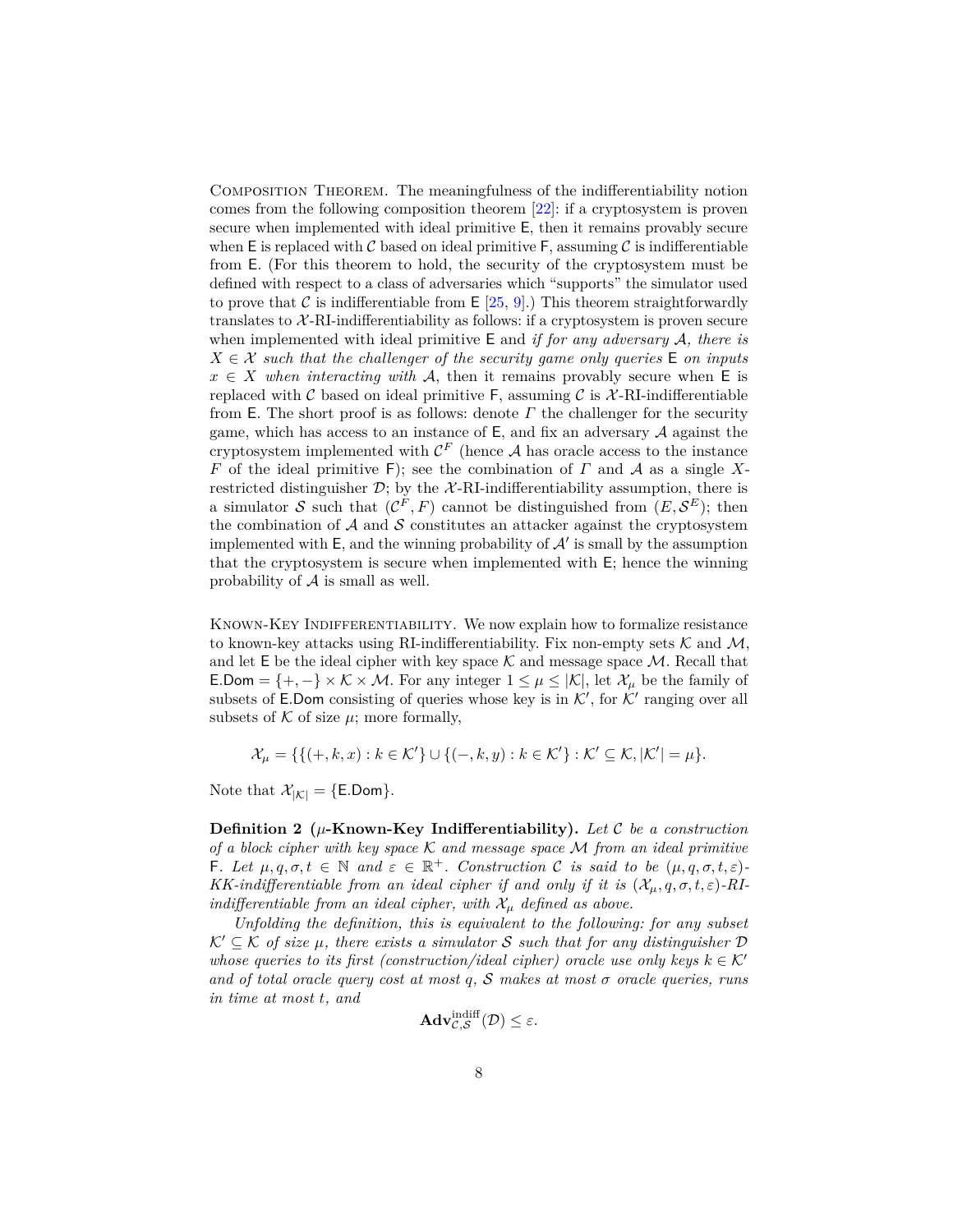COMPOSITION THEOREM. The meaningfulness of the indifferentiability notion comes from the following composition theorem [22]: if a cryptosystem is proven secure when implemented with ideal primitive $\mathsf{E}$, then it remains provably secure when $\mathsf{E}$ is replaced with $\mathcal{C}$ based on ideal primitive $\mathsf{F}$, assuming $\mathcal{C}$ is indifferentiable from $\mathsf{E}$. (For this theorem to hold, the security of the cryptosystem must be defined with respect to a class of adversaries which "supports" the simulator used to prove that $\mathcal{C}$ is indifferentiable from $\mathsf{E}$ [25, 9].) This theorem straightforwardly translates to $\mathcal{X}$-RI-indifferentiability as follows: if a cryptosystem is proven secure when implemented with ideal primitive $\mathsf{E}$ and *if for any adversary $\mathcal{A}$, there is $X \in \mathcal{X}$ such that the challenger of the security game only queries $\mathsf{E}$ on inputs $x \in X$ when interacting with $\mathcal{A}$*, then it remains provably secure when $\mathsf{E}$ is replaced with $\mathcal{C}$ based on ideal primitive $\mathsf{F}$, assuming $\mathcal{C}$ is $\mathcal{X}$-RI-indifferentiable from $\mathsf{E}$. The short proof is as follows: denote $\Gamma$ the challenger for the security game, which has access to an instance of $\mathsf{E}$, and fix an adversary $\mathcal{A}$ against the cryptosystem implemented with $\mathcal{C}^F$ (hence $\mathcal{A}$ has oracle access to the instance $F$ of the ideal primitive $\mathsf{F}$); see the combination of $\Gamma$ and $\mathcal{A}$ as a single $X$-restricted distinguisher $\mathcal{D}$; by the $\mathcal{X}$-RI-indifferentiability assumption, there is a simulator $\mathcal{S}$ such that $(\mathcal{C}^F, F)$ cannot be distinguished from $(E, \mathcal{S}^E)$; then the combination of $\mathcal{A}$ and $\mathcal{S}$ constitutes an attacker against the cryptosystem implemented with $\mathsf{E}$, and the winning probability of $\mathcal{A}'$ is small by the assumption that the cryptosystem is secure when implemented with $\mathsf{E}$; hence the winning probability of $\mathcal{A}$ is small as well.

KNOWN-KEY INDIFFERENTIABILITY. We now explain how to formalize resistance to known-key attacks using RI-indifferentiability. Fix non-empty sets $\mathcal{K}$ and $\mathcal{M}$, and let $\mathsf{E}$ be the ideal cipher with key space $\mathcal{K}$ and message space $\mathcal{M}$. Recall that $\mathsf{E.Dom} = \{+,-\} \times \mathcal{K} \times \mathcal{M}$. For any integer $1 \leq \mu \leq |\mathcal{K}|$, let $\mathcal{X}_\mu$ be the family of subsets of $\mathsf{E.Dom}$ consisting of queries whose key is in $\mathcal{K}'$, for $\mathcal{K}'$ ranging over all subsets of $\mathcal{K}$ of size $\mu$; more formally,

$$\mathcal{X}_\mu = \{\{(+,k,x) : k \in \mathcal{K}'\} \cup \{(-,k,y) : k \in \mathcal{K}'\} : \mathcal{K}' \subseteq \mathcal{K}, |\mathcal{K}'| = \mu\}.$$

Note that $\mathcal{X}_{|\mathcal{K}|} = \{\mathsf{E.Dom}\}$.

**Definition 2 ($\mu$-Known-Key Indifferentiability).** *Let $\mathcal{C}$ be a construction of a block cipher with key space $\mathcal{K}$ and message space $\mathcal{M}$ from an ideal primitive $\mathsf{F}$. Let $\mu, q, \sigma, t \in \mathbb{N}$ and $\varepsilon \in \mathbb{R}^+$. Construction $\mathcal{C}$ is said to be $(\mu, q, \sigma, t, \varepsilon)$-KK-indifferentiable from an ideal cipher if and only if it is $(\mathcal{X}_\mu, q, \sigma, t, \varepsilon)$-RI-indifferentiable from an ideal cipher, with $\mathcal{X}_\mu$ defined as above.*

*Unfolding the definition, this is equivalent to the following: for any subset $\mathcal{K}' \subseteq \mathcal{K}$ of size $\mu$, there exists a simulator $\mathcal{S}$ such that for any distinguisher $\mathcal{D}$ whose queries to its first (construction/ideal cipher) oracle use only keys $k \in \mathcal{K}'$ and of total oracle query cost at most $q$, $\mathcal{S}$ makes at most $\sigma$ oracle queries, runs in time at most $t$, and*

$$\mathbf{Adv}^{\mathrm{indiff}}_{\mathcal{C},\mathcal{S}}(\mathcal{D}) \leq \varepsilon.$$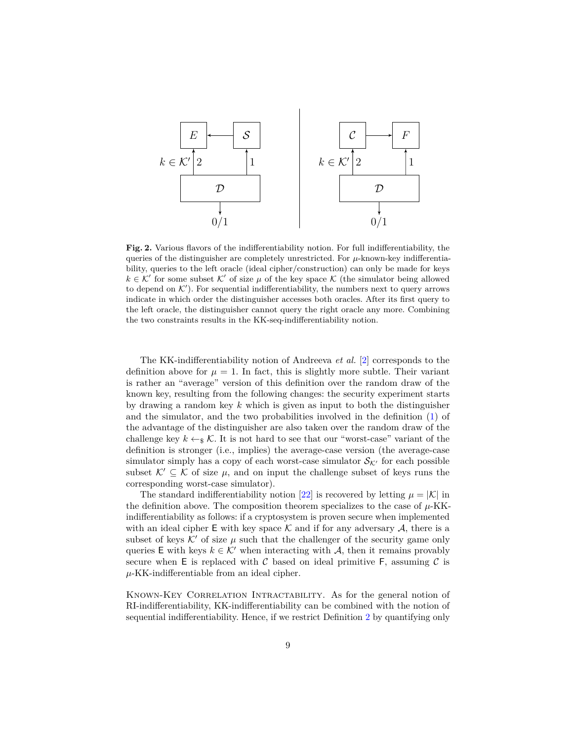**Fig. 2.** Various flavors of the indifferentiability notion. For full indifferentiability, the queries of the distinguisher are completely unrestricted. For $\mu$-known-key indifferentiability, queries to the left oracle (ideal cipher/construction) can only be made for keys $k \in \mathcal{K}'$ for some subset $\mathcal{K}'$ of size $\mu$ of the key space $\mathcal{K}$ (the simulator being allowed to depend on $\mathcal{K}'$). For sequential indifferentiability, the numbers next to query arrows indicate in which order the distinguisher accesses both oracles. After its first query to the left oracle, the distinguisher cannot query the right oracle any more. Combining the two constraints results in the KK-seq-indifferentiability notion.

The KK-indifferentiability notion of Andreeva *et al.* [2] corresponds to the definition above for $\mu = 1$. In fact, this is slightly more subtle. Their variant is rather an "average" version of this definition over the random draw of the known key, resulting from the following changes: the security experiment starts by drawing a random key $k$ which is given as input to both the distinguisher and the simulator, and the two probabilities involved in the definition (1) of the advantage of the distinguisher are also taken over the random draw of the challenge key $k \leftarrow_{\$} \mathcal{K}$. It is not hard to see that our "worst-case" variant of the definition is stronger (i.e., implies) the average-case version (the average-case simulator simply has a copy of each worst-case simulator $\mathcal{S}_{\mathcal{K}'}$ for each possible subset $\mathcal{K}' \subseteq \mathcal{K}$ of size $\mu$, and on input the challenge subset of keys runs the corresponding worst-case simulator).

The standard indifferentiability notion [22] is recovered by letting $\mu = |\mathcal{K}|$ in the definition above. The composition theorem specializes to the case of $\mu$-KK-indifferentiability as follows: if a cryptosystem is proven secure when implemented with an ideal cipher $\mathsf{E}$ with key space $\mathcal{K}$ and if for any adversary $\mathcal{A}$, there is a subset of keys $\mathcal{K}'$ of size $\mu$ such that the challenger of the security game only queries $\mathsf{E}$ with keys $k \in \mathcal{K}'$ when interacting with $\mathcal{A}$, then it remains provably secure when $\mathsf{E}$ is replaced with $\mathcal{C}$ based on ideal primitive $\mathsf{F}$, assuming $\mathcal{C}$ is $\mu$-KK-indifferentiable from an ideal cipher.

Known-Key Correlation Intractability. As for the general notion of RI-indifferentiability, KK-indifferentiability can be combined with the notion of sequential indifferentiability. Hence, if we restrict Definition 2 by quantifying only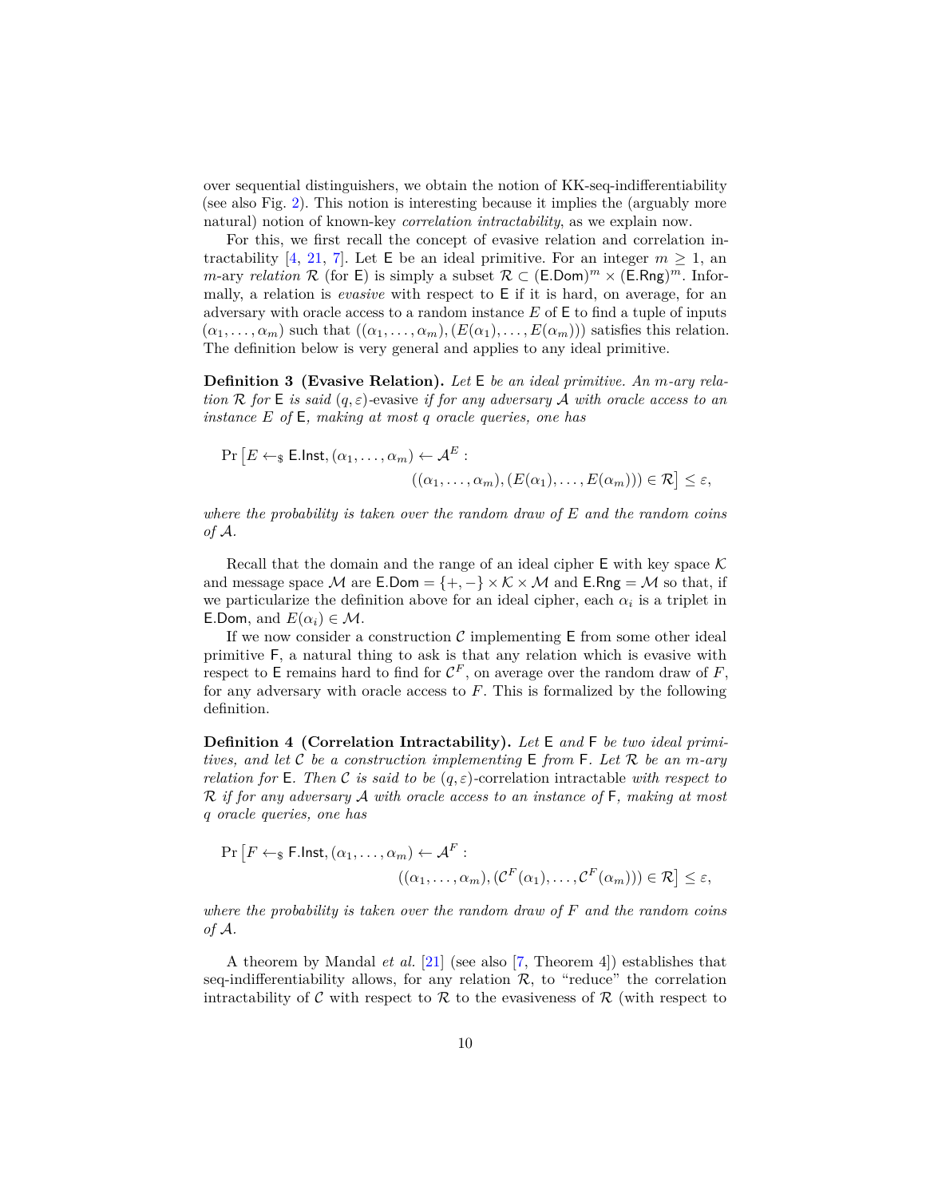over sequential distinguishers, we obtain the notion of KK-seq-indifferentiability (see also Fig. 2). This notion is interesting because it implies the (arguably more natural) notion of known-key *correlation intractability*, as we explain now.

For this, we first recall the concept of evasive relation and correlation intractability [4, 21, 7]. Let $\mathsf{E}$ be an ideal primitive. For an integer $m \geq 1$, an $m$-ary *relation* $\mathcal{R}$ (for $\mathsf{E}$) is simply a subset $\mathcal{R} \subset (\mathsf{E.Dom})^m \times (\mathsf{E.Rng})^m$. Informally, a relation is *evasive* with respect to $\mathsf{E}$ if it is hard, on average, for an adversary with oracle access to a random instance $E$ of $\mathsf{E}$ to find a tuple of inputs $(\alpha_1, \ldots, \alpha_m)$ such that $((\alpha_1, \ldots, \alpha_m), (E(\alpha_1), \ldots, E(\alpha_m)))$ satisfies this relation. The definition below is very general and applies to any ideal primitive.

**Definition 3 (Evasive Relation).** *Let $\mathsf{E}$ be an ideal primitive. An $m$-ary relation $\mathcal{R}$ for $\mathsf{E}$ is said $(q, \varepsilon)$-*evasive *if for any adversary $\mathcal{A}$ with oracle access to an instance $E$ of $\mathsf{E}$, making at most $q$ oracle queries, one has*

$$\Pr\big[E \leftarrow_\$ \mathsf{E.Inst}, (\alpha_1, \ldots, \alpha_m) \leftarrow \mathcal{A}^E : \\ ((\alpha_1, \ldots, \alpha_m), (E(\alpha_1), \ldots, E(\alpha_m))) \in \mathcal{R}\big] \leq \varepsilon,$$

*where the probability is taken over the random draw of $E$ and the random coins of $\mathcal{A}$.*

Recall that the domain and the range of an ideal cipher $\mathsf{E}$ with key space $\mathcal{K}$ and message space $\mathcal{M}$ are $\mathsf{E.Dom} = \{+, -\} \times \mathcal{K} \times \mathcal{M}$ and $\mathsf{E.Rng} = \mathcal{M}$ so that, if we particularize the definition above for an ideal cipher, each $\alpha_i$ is a triplet in $\mathsf{E.Dom}$, and $E(\alpha_i) \in \mathcal{M}$.

If we now consider a construction $\mathcal{C}$ implementing $\mathsf{E}$ from some other ideal primitive $\mathsf{F}$, a natural thing to ask is that any relation which is evasive with respect to $\mathsf{E}$ remains hard to find for $\mathcal{C}^F$, on average over the random draw of $F$, for any adversary with oracle access to $F$. This is formalized by the following definition.

**Definition 4 (Correlation Intractability).** *Let $\mathsf{E}$ and $\mathsf{F}$ be two ideal primitives, and let $\mathcal{C}$ be a construction implementing $\mathsf{E}$ from $\mathsf{F}$. Let $\mathcal{R}$ be an $m$-ary relation for $\mathsf{E}$. Then $\mathcal{C}$ is said to be $(q, \varepsilon)$-*correlation intractable *with respect to $\mathcal{R}$ if for any adversary $\mathcal{A}$ with oracle access to an instance of $\mathsf{F}$, making at most $q$ oracle queries, one has*

$$\Pr\big[F \leftarrow_\$ \mathsf{F.Inst}, (\alpha_1, \ldots, \alpha_m) \leftarrow \mathcal{A}^F : \\ ((\alpha_1, \ldots, \alpha_m), (\mathcal{C}^F(\alpha_1), \ldots, \mathcal{C}^F(\alpha_m))) \in \mathcal{R}\big] \leq \varepsilon,$$

*where the probability is taken over the random draw of $F$ and the random coins of $\mathcal{A}$.*

A theorem by Mandal *et al.* [21] (see also [7, Theorem 4]) establishes that seq-indifferentiability allows, for any relation $\mathcal{R}$, to "reduce" the correlation intractability of $\mathcal{C}$ with respect to $\mathcal{R}$ to the evasiveness of $\mathcal{R}$ (with respect to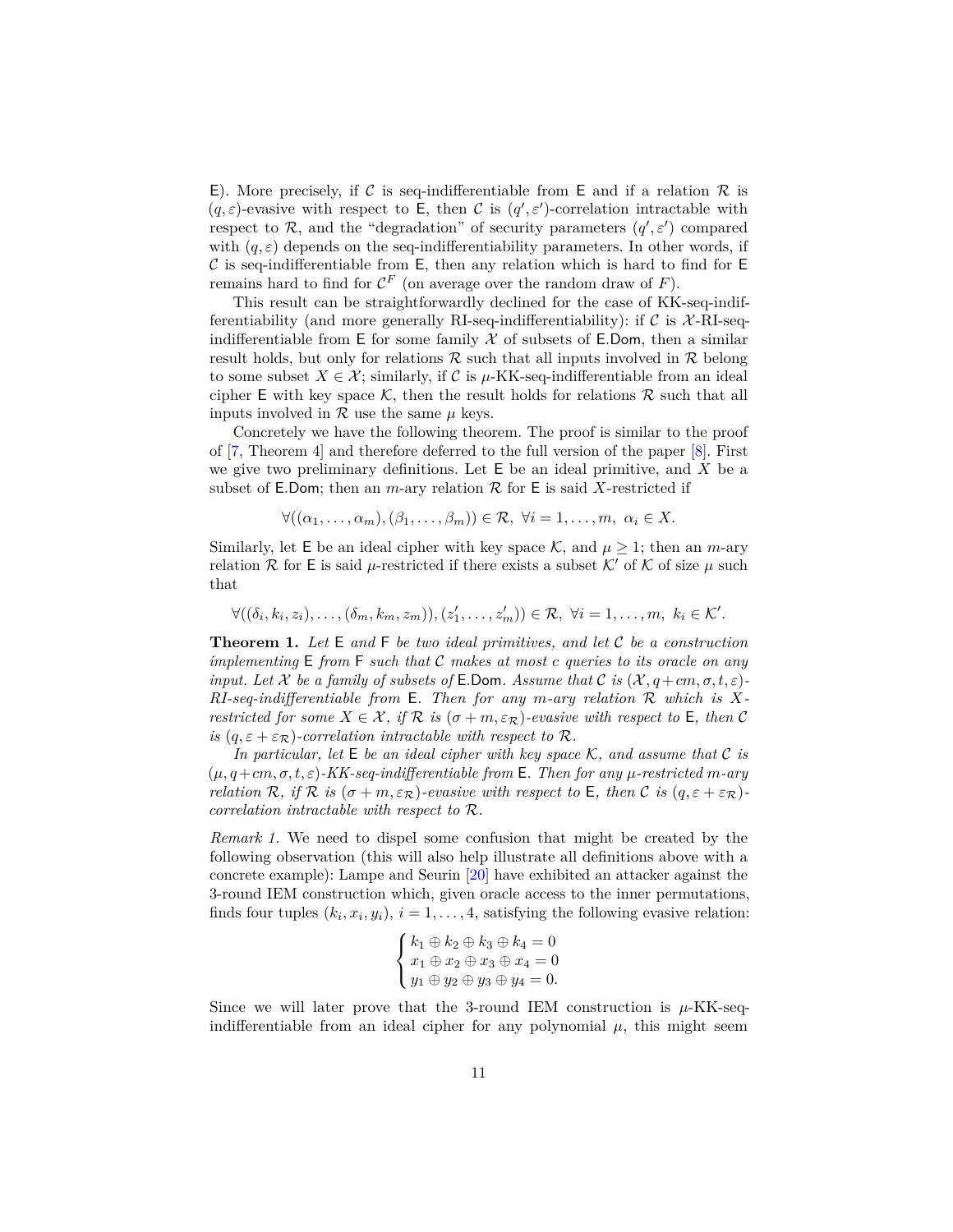E). More precisely, if $\mathcal{C}$ is seq-indifferentiable from E and if a relation $\mathcal{R}$ is $(q, \varepsilon)$-evasive with respect to E, then $\mathcal{C}$ is $(q', \varepsilon')$-correlation intractable with respect to $\mathcal{R}$, and the "degradation" of security parameters $(q', \varepsilon')$ compared with $(q, \varepsilon)$ depends on the seq-indifferentiability parameters. In other words, if $\mathcal{C}$ is seq-indifferentiable from E, then any relation which is hard to find for E remains hard to find for $\mathcal{C}^F$ (on average over the random draw of $F$).

This result can be straightforwardly declined for the case of KK-seq-indifferentiability (and more generally RI-seq-indifferentiability): if $\mathcal{C}$ is $\mathcal{X}$-RI-seq-indifferentiable from E for some family $\mathcal{X}$ of subsets of E.Dom, then a similar result holds, but only for relations $\mathcal{R}$ such that all inputs involved in $\mathcal{R}$ belong to some subset $X \in \mathcal{X}$; similarly, if $\mathcal{C}$ is $\mu$-KK-seq-indifferentiable from an ideal cipher E with key space $\mathcal{K}$, then the result holds for relations $\mathcal{R}$ such that all inputs involved in $\mathcal{R}$ use the same $\mu$ keys.

Concretely we have the following theorem. The proof is similar to the proof of [7, Theorem 4] and therefore deferred to the full version of the paper [8]. First we give two preliminary definitions. Let E be an ideal primitive, and $X$ be a subset of E.Dom; then an $m$-ary relation $\mathcal{R}$ for E is said $X$-restricted if

$$\forall((\alpha_1, \ldots, \alpha_m), (\beta_1, \ldots, \beta_m)) \in \mathcal{R},\ \forall i = 1, \ldots, m,\ \alpha_i \in X.$$

Similarly, let E be an ideal cipher with key space $\mathcal{K}$, and $\mu \geq 1$; then an $m$-ary relation $\mathcal{R}$ for E is said $\mu$-restricted if there exists a subset $\mathcal{K}'$ of $\mathcal{K}$ of size $\mu$ such that

$$\forall((\delta_i, k_i, z_i), \ldots, (\delta_m, k_m, z_m)), (z_1', \ldots, z_m')) \in \mathcal{R},\ \forall i = 1, \ldots, m,\ k_i \in \mathcal{K}'.$$

**Theorem 1.** *Let E and F be two ideal primitives, and let $\mathcal{C}$ be a construction implementing E from F such that $\mathcal{C}$ makes at most $c$ queries to its oracle on any input. Let $\mathcal{X}$ be a family of subsets of E.Dom. Assume that $\mathcal{C}$ is $(\mathcal{X}, q+cm, \sigma, t, \varepsilon)$-RI-seq-indifferentiable from E. Then for any $m$-ary relation $\mathcal{R}$ which is $X$-restricted for some $X \in \mathcal{X}$, if $\mathcal{R}$ is $(\sigma + m, \varepsilon_{\mathcal{R}})$-evasive with respect to E, then $\mathcal{C}$ is $(q, \varepsilon + \varepsilon_{\mathcal{R}})$-correlation intractable with respect to $\mathcal{R}$.*

*In particular, let E be an ideal cipher with key space $\mathcal{K}$, and assume that $\mathcal{C}$ is $(\mu, q+cm, \sigma, t, \varepsilon)$-KK-seq-indifferentiable from E. Then for any $\mu$-restricted $m$-ary relation $\mathcal{R}$, if $\mathcal{R}$ is $(\sigma + m, \varepsilon_{\mathcal{R}})$-evasive with respect to E, then $\mathcal{C}$ is $(q, \varepsilon + \varepsilon_{\mathcal{R}})$-correlation intractable with respect to $\mathcal{R}$.*

*Remark 1.* We need to dispel some confusion that might be created by the following observation (this will also help illustrate all definitions above with a concrete example): Lampe and Seurin [20] have exhibited an attacker against the 3-round IEM construction which, given oracle access to the inner permutations, finds four tuples $(k_i, x_i, y_i)$, $i = 1, \ldots, 4$, satisfying the following evasive relation:

$$\begin{cases} k_1 \oplus k_2 \oplus k_3 \oplus k_4 = 0 \\ x_1 \oplus x_2 \oplus x_3 \oplus x_4 = 0 \\ y_1 \oplus y_2 \oplus y_3 \oplus y_4 = 0. \end{cases}$$

Since we will later prove that the 3-round IEM construction is $\mu$-KK-seq-indifferentiable from an ideal cipher for any polynomial $\mu$, this might seem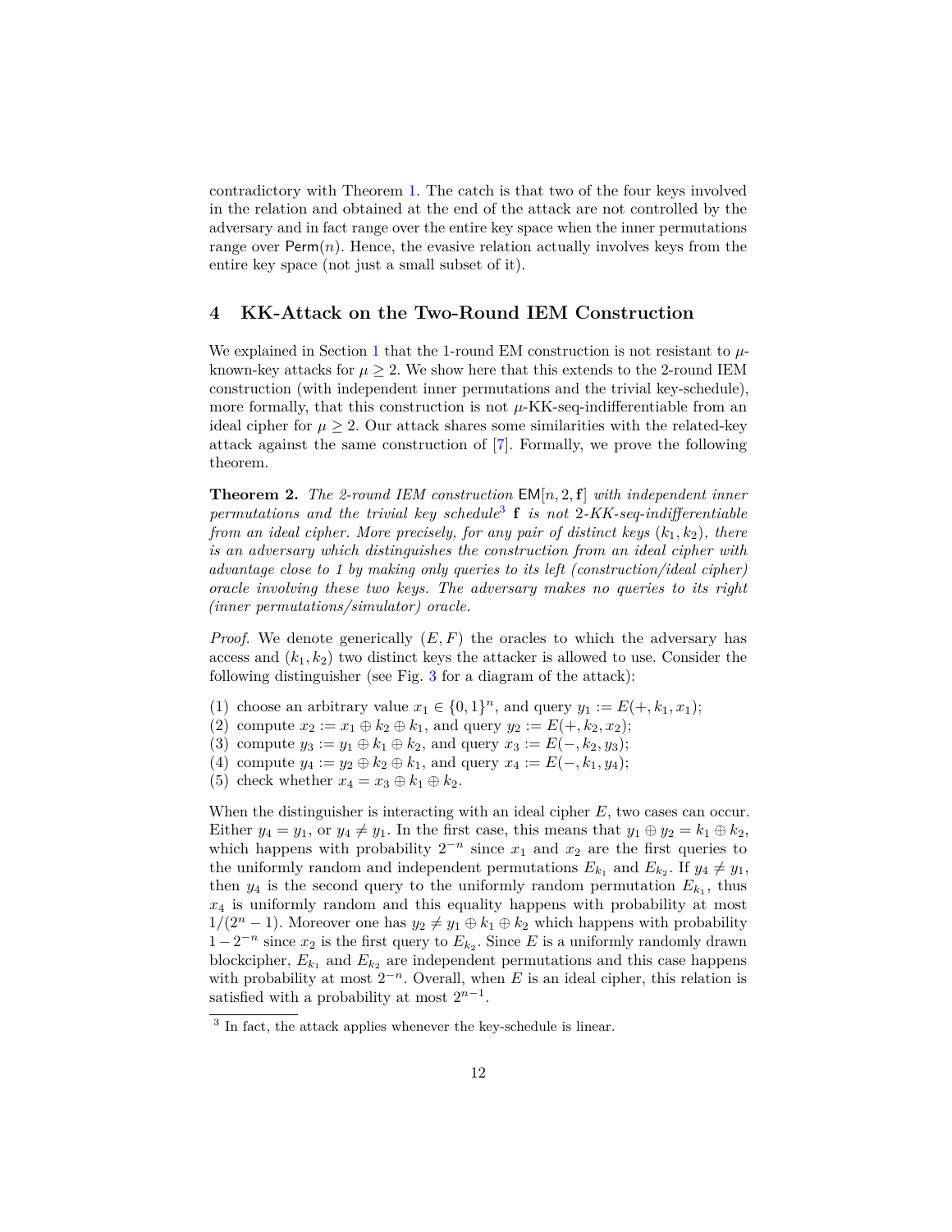contradictory with Theorem 1. The catch is that two of the four keys involved in the relation and obtained at the end of the attack are not controlled by the adversary and in fact range over the entire key space when the inner permutations range over $\mathsf{Perm}(n)$. Hence, the evasive relation actually involves keys from the entire key space (not just a small subset of it).

## 4 KK-Attack on the Two-Round IEM Construction

We explained in Section 1 that the 1-round EM construction is not resistant to $\mu$-known-key attacks for $\mu \geq 2$. We show here that this extends to the 2-round IEM construction (with independent inner permutations and the trivial key-schedule), more formally, that this construction is not $\mu$-KK-seq-indifferentiable from an ideal cipher for $\mu \geq 2$. Our attack shares some similarities with the related-key attack against the same construction of [7]. Formally, we prove the following theorem.

**Theorem 2.** *The 2-round IEM construction* $\mathsf{EM}[n, 2, \mathbf{f}]$ *with independent inner permutations and the trivial key schedule*[3] $\mathbf{f}$ *is not 2-KK-seq-indifferentiable from an ideal cipher. More precisely, for any pair of distinct keys* $(k_1, k_2)$*, there is an adversary which distinguishes the construction from an ideal cipher with advantage close to 1 by making only queries to its left (construction/ideal cipher) oracle involving these two keys. The adversary makes no queries to its right (inner permutations/simulator) oracle.*

*Proof.* We denote generically $(E, F)$ the oracles to which the adversary has access and $(k_1, k_2)$ two distinct keys the attacker is allowed to use. Consider the following distinguisher (see Fig. 3 for a diagram of the attack):

(1) choose an arbitrary value $x_1 \in \{0,1\}^n$, and query $y_1 := E(+, k_1, x_1)$;
(2) compute $x_2 := x_1 \oplus k_2 \oplus k_1$, and query $y_2 := E(+, k_2, x_2)$;
(3) compute $y_3 := y_1 \oplus k_1 \oplus k_2$, and query $x_3 := E(-, k_2, y_3)$;
(4) compute $y_4 := y_2 \oplus k_2 \oplus k_1$, and query $x_4 := E(-, k_1, y_4)$;
(5) check whether $x_4 = x_3 \oplus k_1 \oplus k_2$.

When the distinguisher is interacting with an ideal cipher $E$, two cases can occur. Either $y_4 = y_1$, or $y_4 \neq y_1$. In the first case, this means that $y_1 \oplus y_2 = k_1 \oplus k_2$, which happens with probability $2^{-n}$ since $x_1$ and $x_2$ are the first queries to the uniformly random and independent permutations $E_{k_1}$ and $E_{k_2}$. If $y_4 \neq y_1$, then $y_4$ is the second query to the uniformly random permutation $E_{k_1}$, thus $x_4$ is uniformly random and this equality happens with probability at most $1/(2^n - 1)$. Moreover one has $y_2 \neq y_1 \oplus k_1 \oplus k_2$ which happens with probability $1 - 2^{-n}$ since $x_2$ is the first query to $E_{k_2}$. Since $E$ is a uniformly randomly drawn blockcipher, $E_{k_1}$ and $E_{k_2}$ are independent permutations and this case happens with probability at most $2^{-n}$. Overall, when $E$ is an ideal cipher, this relation is satisfied with a probability at most $2^{n-1}$.

[3] In fact, the attack applies whenever the key-schedule is linear.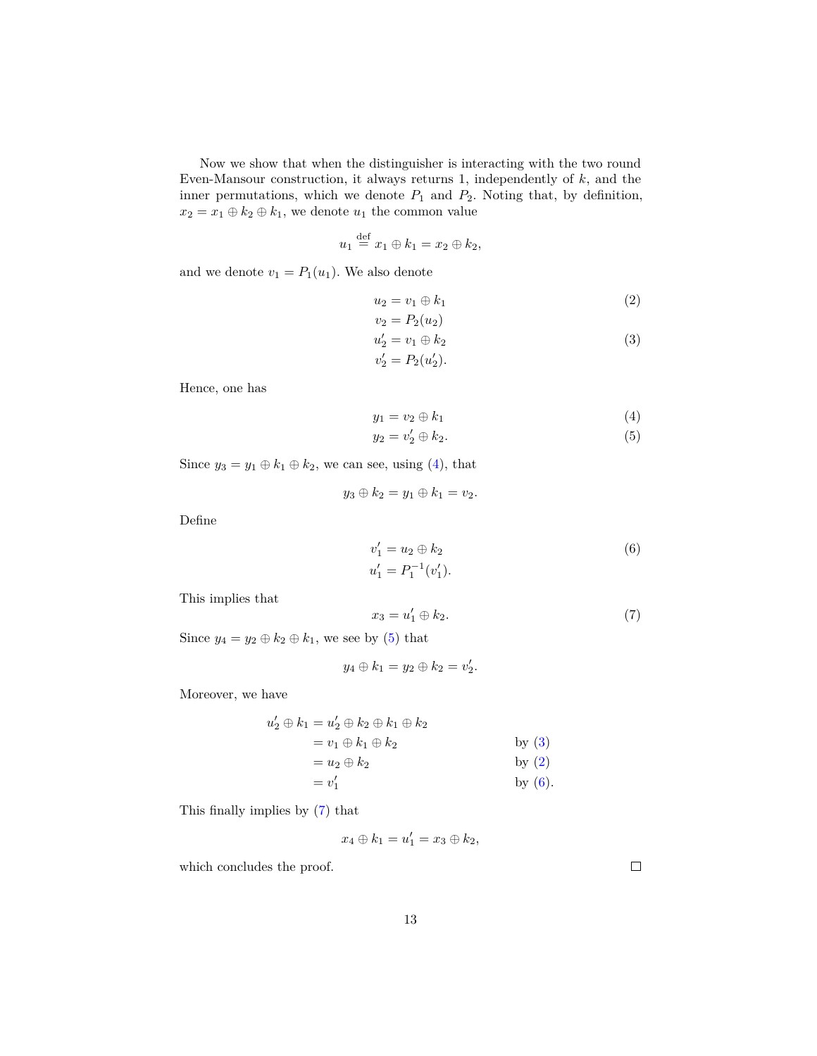Now we show that when the distinguisher is interacting with the two round Even-Mansour construction, it always returns 1, independently of $k$, and the inner permutations, which we denote $P_1$ and $P_2$. Noting that, by definition, $x_2 = x_1 \oplus k_2 \oplus k_1$, we denote $u_1$ the common value

$$u_1 \stackrel{\text{def}}{=} x_1 \oplus k_1 = x_2 \oplus k_2,$$

and we denote $v_1 = P_1(u_1)$. We also denote

$$\begin{aligned}
u_2 &= v_1 \oplus k_1 &(2)\\
v_2 &= P_2(u_2) &\\
u_2' &= v_1 \oplus k_2 &(3)\\
v_2' &= P_2(u_2'). &
\end{aligned}$$

Hence, one has

$$\begin{aligned}
y_1 &= v_2 \oplus k_1 &(4)\\
y_2 &= v_2' \oplus k_2. &(5)
\end{aligned}$$

Since $y_3 = y_1 \oplus k_1 \oplus k_2$, we can see, using (4), that

$$y_3 \oplus k_2 = y_1 \oplus k_1 = v_2.$$

Define

$$\begin{aligned}
v_1' &= u_2 \oplus k_2 &(6)\\
u_1' &= P_1^{-1}(v_1'). &
\end{aligned}$$

This implies that

$$x_3 = u_1' \oplus k_2. \tag{7}$$

Since $y_4 = y_2 \oplus k_2 \oplus k_1$, we see by (5) that

$$y_4 \oplus k_1 = y_2 \oplus k_2 = v_2'.$$

Moreover, we have

$$\begin{aligned}
u_2' \oplus k_1 &= u_2' \oplus k_2 \oplus k_1 \oplus k_2 &\\
&= v_1 \oplus k_1 \oplus k_2 &\text{by (3)}\\
&= u_2 \oplus k_2 &\text{by (2)}\\
&= v_1' &\text{by (6)}.
\end{aligned}$$

This finally implies by (7) that

$$x_4 \oplus k_1 = u_1' = x_3 \oplus k_2,$$

which concludes the proof. □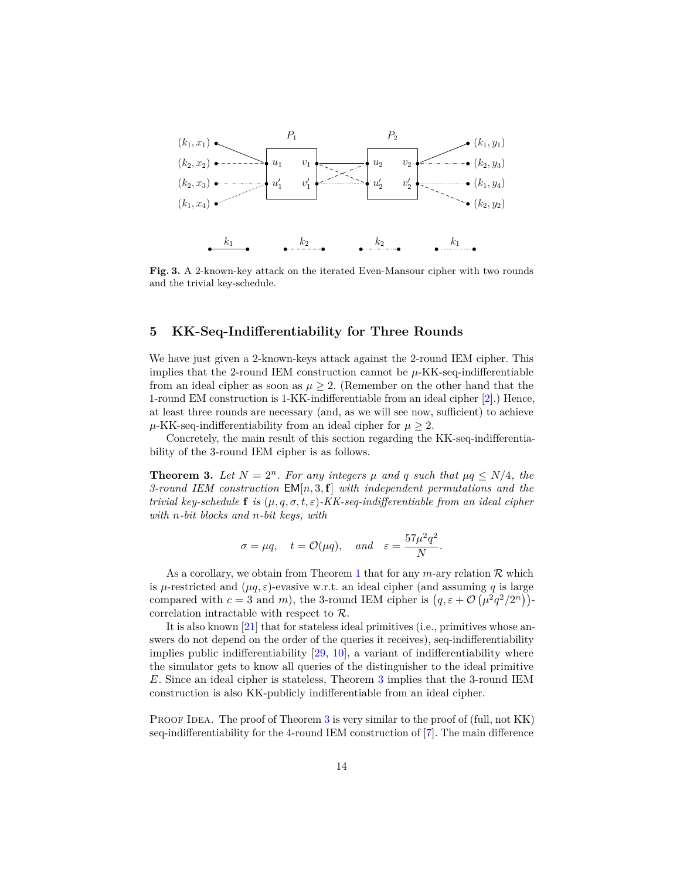**Fig. 3.** A 2-known-key attack on the iterated Even-Mansour cipher with two rounds and the trivial key-schedule.

## 5 KK-Seq-Indifferentiability for Three Rounds

We have just given a 2-known-keys attack against the 2-round IEM cipher. This implies that the 2-round IEM construction cannot be $\mu$-KK-seq-indifferentiable from an ideal cipher as soon as $\mu \geq 2$. (Remember on the other hand that the 1-round EM construction is 1-KK-indifferentiable from an ideal cipher [2].) Hence, at least three rounds are necessary (and, as we will see now, sufficient) to achieve $\mu$-KK-seq-indifferentiability from an ideal cipher for $\mu \geq 2$.

Concretely, the main result of this section regarding the KK-seq-indifferentiability of the 3-round IEM cipher is as follows.

**Theorem 3.** *Let $N = 2^n$. For any integers $\mu$ and $q$ such that $\mu q \leq N/4$, the 3-round IEM construction $\mathsf{EM}[n, 3, \mathbf{f}]$ with independent permutations and the trivial key-schedule $\mathbf{f}$ is $(\mu, q, \sigma, t, \varepsilon)$-KK-seq-indifferentiable from an ideal cipher with $n$-bit blocks and $n$-bit keys, with*

$$\sigma = \mu q, \quad t = \mathcal{O}(\mu q), \quad \text{and} \quad \varepsilon = \frac{57\mu^2 q^2}{N}.$$

As a corollary, we obtain from Theorem 1 that for any $m$-ary relation $\mathcal{R}$ which is $\mu$-restricted and $(\mu q, \varepsilon)$-evasive w.r.t. an ideal cipher (and assuming $q$ is large compared with $c = 3$ and $m$), the 3-round IEM cipher is $\left(q, \varepsilon + \mathcal{O}\left(\mu^2 q^2 / 2^n\right)\right)$-correlation intractable with respect to $\mathcal{R}$.

It is also known [21] that for stateless ideal primitives (i.e., primitives whose answers do not depend on the order of the queries it receives), seq-indifferentiability implies public indifferentiability [29, 10], a variant of indifferentiability where the simulator gets to know all queries of the distinguisher to the ideal primitive $E$. Since an ideal cipher is stateless, Theorem 3 implies that the 3-round IEM construction is also KK-publicly indifferentiable from an ideal cipher.

Proof Idea. The proof of Theorem 3 is very similar to the proof of (full, not KK) seq-indifferentiability for the 4-round IEM construction of [7]. The main difference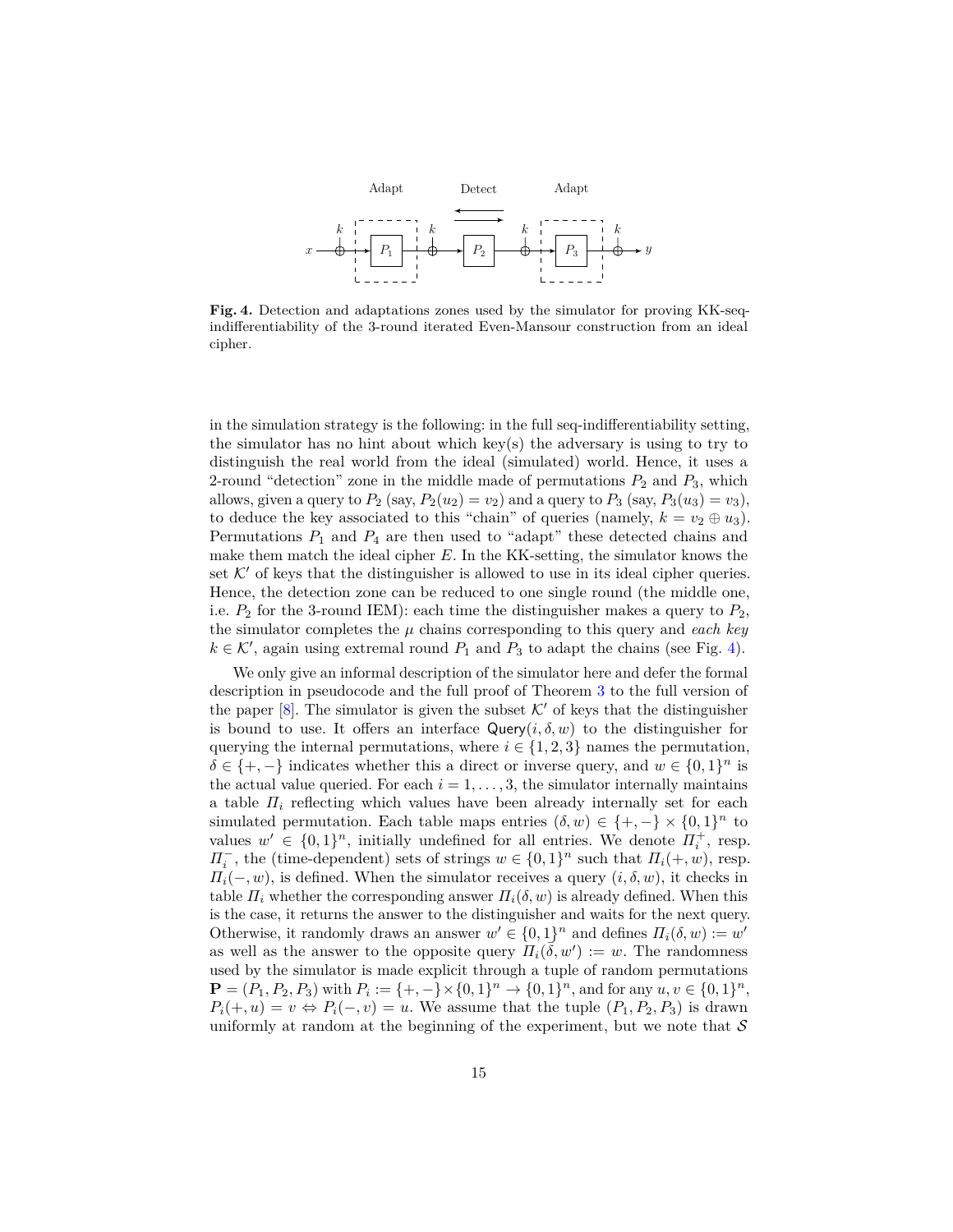**Fig. 4.** Detection and adaptations zones used by the simulator for proving KK-seq-indifferentiability of the 3-round iterated Even-Mansour construction from an ideal cipher.

in the simulation strategy is the following: in the full seq-indifferentiability setting, the simulator has no hint about which key(s) the adversary is using to try to distinguish the real world from the ideal (simulated) world. Hence, it uses a 2-round "detection" zone in the middle made of permutations $P_2$ and $P_3$, which allows, given a query to $P_2$ (say, $P_2(u_2) = v_2$) and a query to $P_3$ (say, $P_3(u_3) = v_3$), to deduce the key associated to this "chain" of queries (namely, $k = v_2 \oplus u_3$). Permutations $P_1$ and $P_4$ are then used to "adapt" these detected chains and make them match the ideal cipher $E$. In the KK-setting, the simulator knows the set $\mathcal{K}'$ of keys that the distinguisher is allowed to use in its ideal cipher queries. Hence, the detection zone can be reduced to one single round (the middle one, i.e. $P_2$ for the 3-round IEM): each time the distinguisher makes a query to $P_2$, the simulator completes the $\mu$ chains corresponding to this query and *each key* $k \in \mathcal{K}'$, again using extremal round $P_1$ and $P_3$ to adapt the chains (see Fig. 4).

We only give an informal description of the simulator here and defer the formal description in pseudocode and the full proof of Theorem 3 to the full version of the paper [8]. The simulator is given the subset $\mathcal{K}'$ of keys that the distinguisher is bound to use. It offers an interface $\mathsf{Query}(i, \delta, w)$ to the distinguisher for querying the internal permutations, where $i \in \{1, 2, 3\}$ names the permutation, $\delta \in \{+, -\}$ indicates whether this a direct or inverse query, and $w \in \{0,1\}^n$ is the actual value queried. For each $i = 1, \ldots, 3$, the simulator internally maintains a table $\Pi_i$ reflecting which values have been already internally set for each simulated permutation. Each table maps entries $(\delta, w) \in \{+, -\} \times \{0,1\}^n$ to values $w' \in \{0,1\}^n$, initially undefined for all entries. We denote $\Pi_i^+$, resp. $\Pi_i^-$, the (time-dependent) sets of strings $w \in \{0,1\}^n$ such that $\Pi_i(+, w)$, resp. $\Pi_i(-, w)$, is defined. When the simulator receives a query $(i, \delta, w)$, it checks in table $\Pi_i$ whether the corresponding answer $\Pi_i(\delta, w)$ is already defined. When this is the case, it returns the answer to the distinguisher and waits for the next query. Otherwise, it randomly draws an answer $w' \in \{0,1\}^n$ and defines $\Pi_i(\delta, w) := w'$ as well as the answer to the opposite query $\Pi_i(\bar{\delta}, w') := w$. The randomness used by the simulator is made explicit through a tuple of random permutations $\mathbf{P} = (P_1, P_2, P_3)$ with $P_i := \{+, -\} \times \{0,1\}^n \to \{0,1\}^n$, and for any $u, v \in \{0,1\}^n$, $P_i(+, u) = v \Leftrightarrow P_i(-, v) = u$. We assume that the tuple $(P_1, P_2, P_3)$ is drawn uniformly at random at the beginning of the experiment, but we note that $\mathcal{S}$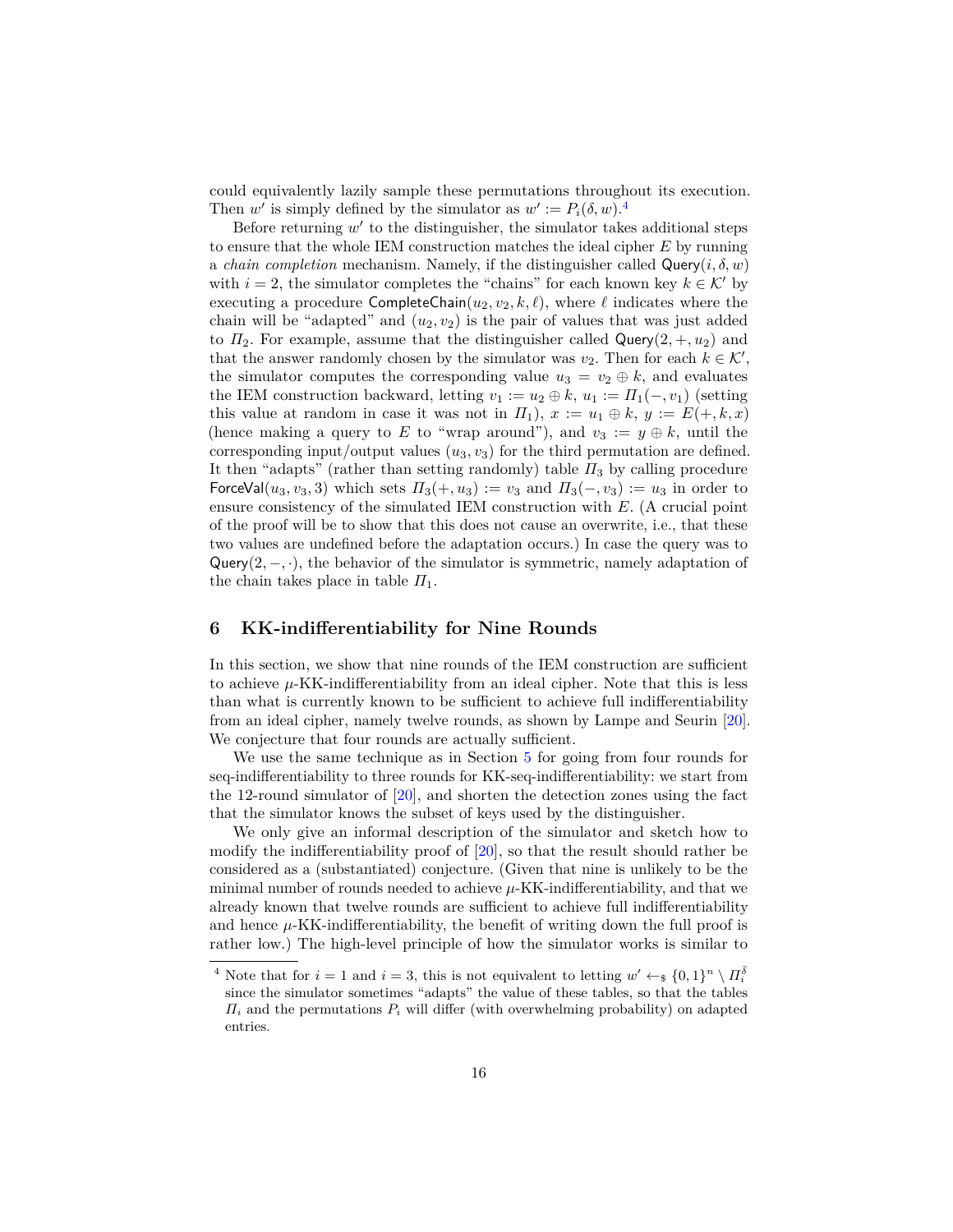could equivalently lazily sample these permutations throughout its execution. Then $w'$ is simply defined by the simulator as $w' := P_i(\delta, w)$.[4]

Before returning $w'$ to the distinguisher, the simulator takes additional steps to ensure that the whole IEM construction matches the ideal cipher $E$ by running a *chain completion* mechanism. Namely, if the distinguisher called $\mathsf{Query}(i, \delta, w)$ with $i = 2$, the simulator completes the "chains" for each known key $k \in \mathcal{K}'$ by executing a procedure $\mathsf{CompleteChain}(u_2, v_2, k, \ell)$, where $\ell$ indicates where the chain will be "adapted" and $(u_2, v_2)$ is the pair of values that was just added to $\Pi_2$. For example, assume that the distinguisher called $\mathsf{Query}(2, +, u_2)$ and that the answer randomly chosen by the simulator was $v_2$. Then for each $k \in \mathcal{K}'$, the simulator computes the corresponding value $u_3 = v_2 \oplus k$, and evaluates the IEM construction backward, letting $v_1 := u_2 \oplus k$, $u_1 := \Pi_1(-, v_1)$ (setting this value at random in case it was not in $\Pi_1$), $x := u_1 \oplus k$, $y := E(+, k, x)$ (hence making a query to $E$ to "wrap around"), and $v_3 := y \oplus k$, until the corresponding input/output values $(u_3, v_3)$ for the third permutation are defined. It then "adapts" (rather than setting randomly) table $\Pi_3$ by calling procedure $\mathsf{ForceVal}(u_3, v_3, 3)$ which sets $\Pi_3(+, u_3) := v_3$ and $\Pi_3(-, v_3) := u_3$ in order to ensure consistency of the simulated IEM construction with $E$. (A crucial point of the proof will be to show that this does not cause an overwrite, i.e., that these two values are undefined before the adaptation occurs.) In case the query was to $\mathsf{Query}(2, -, \cdot)$, the behavior of the simulator is symmetric, namely adaptation of the chain takes place in table $\Pi_1$.

## 6 KK-indifferentiability for Nine Rounds

In this section, we show that nine rounds of the IEM construction are sufficient to achieve $\mu$-KK-indifferentiability from an ideal cipher. Note that this is less than what is currently known to be sufficient to achieve full indifferentiability from an ideal cipher, namely twelve rounds, as shown by Lampe and Seurin [20]. We conjecture that four rounds are actually sufficient.

We use the same technique as in Section 5 for going from four rounds for seq-indifferentiability to three rounds for KK-seq-indifferentiability: we start from the 12-round simulator of [20], and shorten the detection zones using the fact that the simulator knows the subset of keys used by the distinguisher.

We only give an informal description of the simulator and sketch how to modify the indifferentiability proof of [20], so that the result should rather be considered as a (substantiated) conjecture. (Given that nine is unlikely to be the minimal number of rounds needed to achieve $\mu$-KK-indifferentiability, and that we already known that twelve rounds are sufficient to achieve full indifferentiability and hence $\mu$-KK-indifferentiability, the benefit of writing down the full proof is rather low.) The high-level principle of how the simulator works is similar to

[4] Note that for $i = 1$ and $i = 3$, this is not equivalent to letting $w' \leftarrow_\$ \{0,1\}^n \setminus \Pi_i^{\bar{\delta}}$ since the simulator sometimes "adapts" the value of these tables, so that the tables $\Pi_i$ and the permutations $P_i$ will differ (with overwhelming probability) on adapted entries.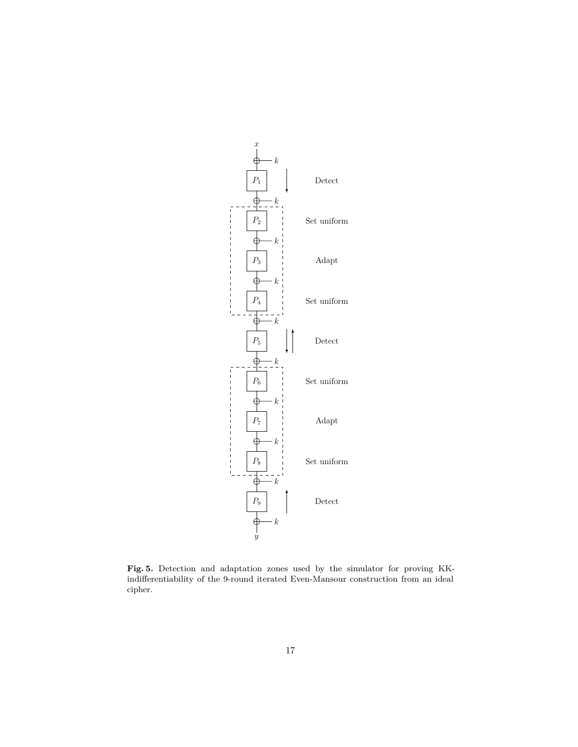**Fig. 5.** Detection and adaptation zones used by the simulator for proving KK-indifferentiability of the 9-round iterated Even-Mansour construction from an ideal cipher.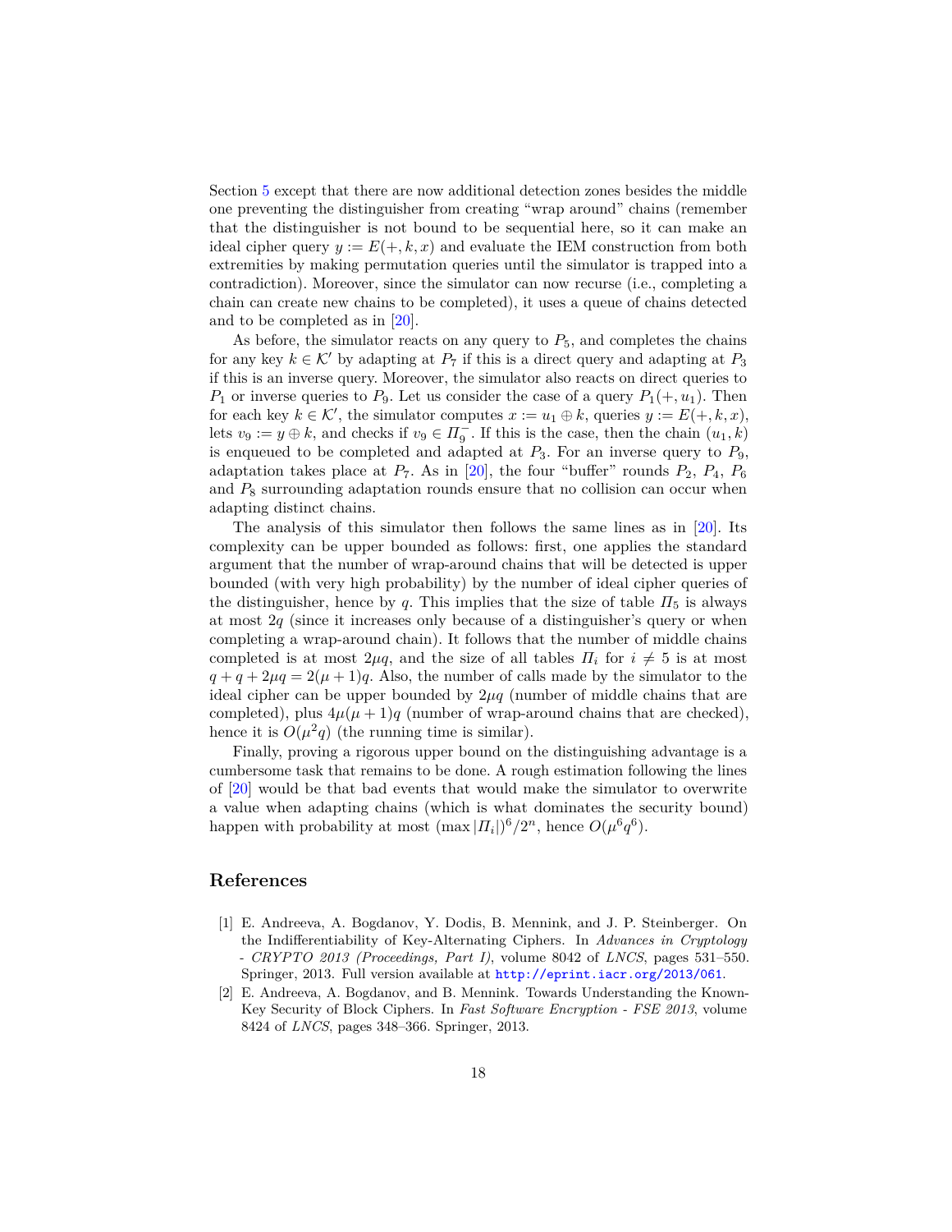Section 5 except that there are now additional detection zones besides the middle one preventing the distinguisher from creating "wrap around" chains (remember that the distinguisher is not bound to be sequential here, so it can make an ideal cipher query $y := E(+, k, x)$ and evaluate the IEM construction from both extremities by making permutation queries until the simulator is trapped into a contradiction). Moreover, since the simulator can now recurse (i.e., completing a chain can create new chains to be completed), it uses a queue of chains detected and to be completed as in [20].

As before, the simulator reacts on any query to $P_5$, and completes the chains for any key $k \in \mathcal{K}'$ by adapting at $P_7$ if this is a direct query and adapting at $P_3$ if this is an inverse query. Moreover, the simulator also reacts on direct queries to $P_1$ or inverse queries to $P_9$. Let us consider the case of a query $P_1(+, u_1)$. Then for each key $k \in \mathcal{K}'$, the simulator computes $x := u_1 \oplus k$, queries $y := E(+, k, x)$, lets $v_9 := y \oplus k$, and checks if $v_9 \in \Pi_9^-$. If this is the case, then the chain $(u_1, k)$ is enqueued to be completed and adapted at $P_3$. For an inverse query to $P_9$, adaptation takes place at $P_7$. As in [20], the four "buffer" rounds $P_2$, $P_4$, $P_6$ and $P_8$ surrounding adaptation rounds ensure that no collision can occur when adapting distinct chains.

The analysis of this simulator then follows the same lines as in [20]. Its complexity can be upper bounded as follows: first, one applies the standard argument that the number of wrap-around chains that will be detected is upper bounded (with very high probability) by the number of ideal cipher queries of the distinguisher, hence by $q$. This implies that the size of table $\Pi_5$ is always at most $2q$ (since it increases only because of a distinguisher's query or when completing a wrap-around chain). It follows that the number of middle chains completed is at most $2\mu q$, and the size of all tables $\Pi_i$ for $i \neq 5$ is at most $q + q + 2\mu q = 2(\mu + 1)q$. Also, the number of calls made by the simulator to the ideal cipher can be upper bounded by $2\mu q$ (number of middle chains that are completed), plus $4\mu(\mu + 1)q$ (number of wrap-around chains that are checked), hence it is $O(\mu^2 q)$ (the running time is similar).

Finally, proving a rigorous upper bound on the distinguishing advantage is a cumbersome task that remains to be done. A rough estimation following the lines of [20] would be that bad events that would make the simulator to overwrite a value when adapting chains (which is what dominates the security bound) happen with probability at most $(\max |\Pi_i|)^6/2^n$, hence $O(\mu^6 q^6)$.

## References

[1] E. Andreeva, A. Bogdanov, Y. Dodis, B. Mennink, and J. P. Steinberger. On the Indifferentiability of Key-Alternating Ciphers. In *Advances in Cryptology - CRYPTO 2013 (Proceedings, Part I)*, volume 8042 of *LNCS*, pages 531–550. Springer, 2013. Full version available at http://eprint.iacr.org/2013/061.

[2] E. Andreeva, A. Bogdanov, and B. Mennink. Towards Understanding the Known-Key Security of Block Ciphers. In *Fast Software Encryption - FSE 2013*, volume 8424 of *LNCS*, pages 348–366. Springer, 2013.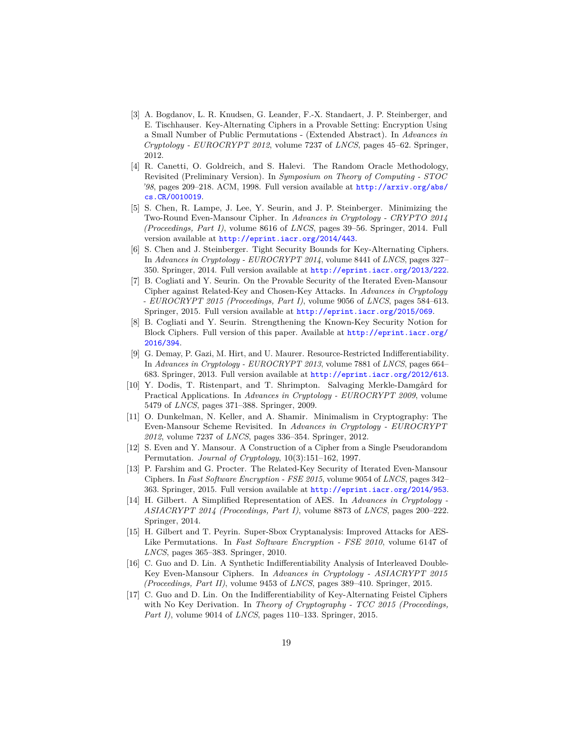[3] A. Bogdanov, L. R. Knudsen, G. Leander, F.-X. Standaert, J. P. Steinberger, and E. Tischhauser. Key-Alternating Ciphers in a Provable Setting: Encryption Using a Small Number of Public Permutations - (Extended Abstract). In *Advances in Cryptology - EUROCRYPT 2012*, volume 7237 of *LNCS*, pages 45–62. Springer, 2012.

[4] R. Canetti, O. Goldreich, and S. Halevi. The Random Oracle Methodology, Revisited (Preliminary Version). In *Symposium on Theory of Computing - STOC '98*, pages 209–218. ACM, 1998. Full version available at http://arxiv.org/abs/cs.CR/0010019.

[5] S. Chen, R. Lampe, J. Lee, Y. Seurin, and J. P. Steinberger. Minimizing the Two-Round Even-Mansour Cipher. In *Advances in Cryptology - CRYPTO 2014 (Proceedings, Part I)*, volume 8616 of *LNCS*, pages 39–56. Springer, 2014. Full version available at http://eprint.iacr.org/2014/443.

[6] S. Chen and J. Steinberger. Tight Security Bounds for Key-Alternating Ciphers. In *Advances in Cryptology - EUROCRYPT 2014*, volume 8441 of *LNCS*, pages 327–350. Springer, 2014. Full version available at http://eprint.iacr.org/2013/222.

[7] B. Cogliati and Y. Seurin. On the Provable Security of the Iterated Even-Mansour Cipher against Related-Key and Chosen-Key Attacks. In *Advances in Cryptology - EUROCRYPT 2015 (Proceedings, Part I)*, volume 9056 of *LNCS*, pages 584–613. Springer, 2015. Full version available at http://eprint.iacr.org/2015/069.

[8] B. Cogliati and Y. Seurin. Strengthening the Known-Key Security Notion for Block Ciphers. Full version of this paper. Available at http://eprint.iacr.org/2016/394.

[9] G. Demay, P. Gazi, M. Hirt, and U. Maurer. Resource-Restricted Indifferentiability. In *Advances in Cryptology - EUROCRYPT 2013*, volume 7881 of *LNCS*, pages 664–683. Springer, 2013. Full version available at http://eprint.iacr.org/2012/613.

[10] Y. Dodis, T. Ristenpart, and T. Shrimpton. Salvaging Merkle-Damgård for Practical Applications. In *Advances in Cryptology - EUROCRYPT 2009*, volume 5479 of *LNCS*, pages 371–388. Springer, 2009.

[11] O. Dunkelman, N. Keller, and A. Shamir. Minimalism in Cryptography: The Even-Mansour Scheme Revisited. In *Advances in Cryptology - EUROCRYPT 2012*, volume 7237 of *LNCS*, pages 336–354. Springer, 2012.

[12] S. Even and Y. Mansour. A Construction of a Cipher from a Single Pseudorandom Permutation. *Journal of Cryptology*, 10(3):151–162, 1997.

[13] P. Farshim and G. Procter. The Related-Key Security of Iterated Even-Mansour Ciphers. In *Fast Software Encryption - FSE 2015*, volume 9054 of *LNCS*, pages 342–363. Springer, 2015. Full version available at http://eprint.iacr.org/2014/953.

[14] H. Gilbert. A Simplified Representation of AES. In *Advances in Cryptology - ASIACRYPT 2014 (Proceedings, Part I)*, volume 8873 of *LNCS*, pages 200–222. Springer, 2014.

[15] H. Gilbert and T. Peyrin. Super-Sbox Cryptanalysis: Improved Attacks for AES-Like Permutations. In *Fast Software Encryption - FSE 2010*, volume 6147 of *LNCS*, pages 365–383. Springer, 2010.

[16] C. Guo and D. Lin. A Synthetic Indifferentiability Analysis of Interleaved Double-Key Even-Mansour Ciphers. In *Advances in Cryptology - ASIACRYPT 2015 (Proceedings, Part II)*, volume 9453 of *LNCS*, pages 389–410. Springer, 2015.

[17] C. Guo and D. Lin. On the Indifferentiability of Key-Alternating Feistel Ciphers with No Key Derivation. In *Theory of Cryptography - TCC 2015 (Proceedings, Part I)*, volume 9014 of *LNCS*, pages 110–133. Springer, 2015.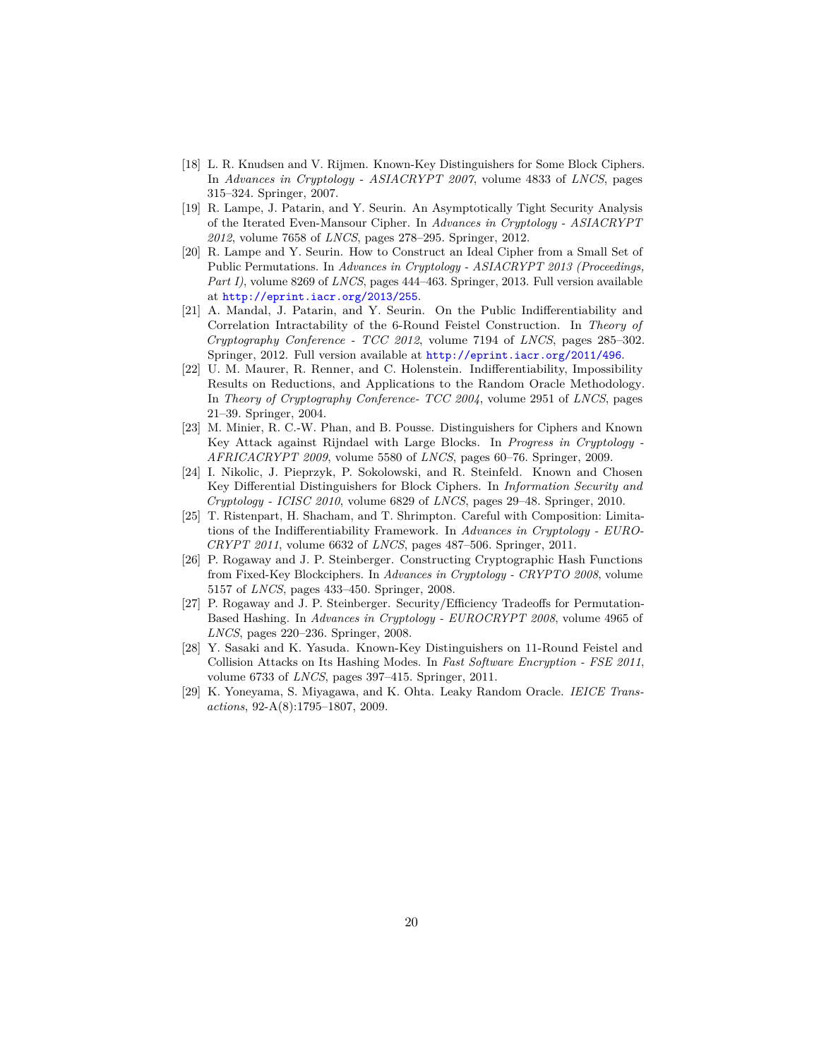[18] L. R. Knudsen and V. Rijmen. Known-Key Distinguishers for Some Block Ciphers. In *Advances in Cryptology - ASIACRYPT 2007*, volume 4833 of *LNCS*, pages 315–324. Springer, 2007.

[19] R. Lampe, J. Patarin, and Y. Seurin. An Asymptotically Tight Security Analysis of the Iterated Even-Mansour Cipher. In *Advances in Cryptology - ASIACRYPT 2012*, volume 7658 of *LNCS*, pages 278–295. Springer, 2012.

[20] R. Lampe and Y. Seurin. How to Construct an Ideal Cipher from a Small Set of Public Permutations. In *Advances in Cryptology - ASIACRYPT 2013 (Proceedings, Part I)*, volume 8269 of *LNCS*, pages 444–463. Springer, 2013. Full version available at http://eprint.iacr.org/2013/255.

[21] A. Mandal, J. Patarin, and Y. Seurin. On the Public Indifferentiability and Correlation Intractability of the 6-Round Feistel Construction. In *Theory of Cryptography Conference - TCC 2012*, volume 7194 of *LNCS*, pages 285–302. Springer, 2012. Full version available at http://eprint.iacr.org/2011/496.

[22] U. M. Maurer, R. Renner, and C. Holenstein. Indifferentiability, Impossibility Results on Reductions, and Applications to the Random Oracle Methodology. In *Theory of Cryptography Conference- TCC 2004*, volume 2951 of *LNCS*, pages 21–39. Springer, 2004.

[23] M. Minier, R. C.-W. Phan, and B. Pousse. Distinguishers for Ciphers and Known Key Attack against Rijndael with Large Blocks. In *Progress in Cryptology - AFRICACRYPT 2009*, volume 5580 of *LNCS*, pages 60–76. Springer, 2009.

[24] I. Nikolic, J. Pieprzyk, P. Sokolowski, and R. Steinfeld. Known and Chosen Key Differential Distinguishers for Block Ciphers. In *Information Security and Cryptology - ICISC 2010*, volume 6829 of *LNCS*, pages 29–48. Springer, 2010.

[25] T. Ristenpart, H. Shacham, and T. Shrimpton. Careful with Composition: Limitations of the Indifferentiability Framework. In *Advances in Cryptology - EUROCRYPT 2011*, volume 6632 of *LNCS*, pages 487–506. Springer, 2011.

[26] P. Rogaway and J. P. Steinberger. Constructing Cryptographic Hash Functions from Fixed-Key Blockciphers. In *Advances in Cryptology - CRYPTO 2008*, volume 5157 of *LNCS*, pages 433–450. Springer, 2008.

[27] P. Rogaway and J. P. Steinberger. Security/Efficiency Tradeoffs for Permutation-Based Hashing. In *Advances in Cryptology - EUROCRYPT 2008*, volume 4965 of *LNCS*, pages 220–236. Springer, 2008.

[28] Y. Sasaki and K. Yasuda. Known-Key Distinguishers on 11-Round Feistel and Collision Attacks on Its Hashing Modes. In *Fast Software Encryption - FSE 2011*, volume 6733 of *LNCS*, pages 397–415. Springer, 2011.

[29] K. Yoneyama, S. Miyagawa, and K. Ohta. Leaky Random Oracle. *IEICE Transactions*, 92-A(8):1795–1807, 2009.